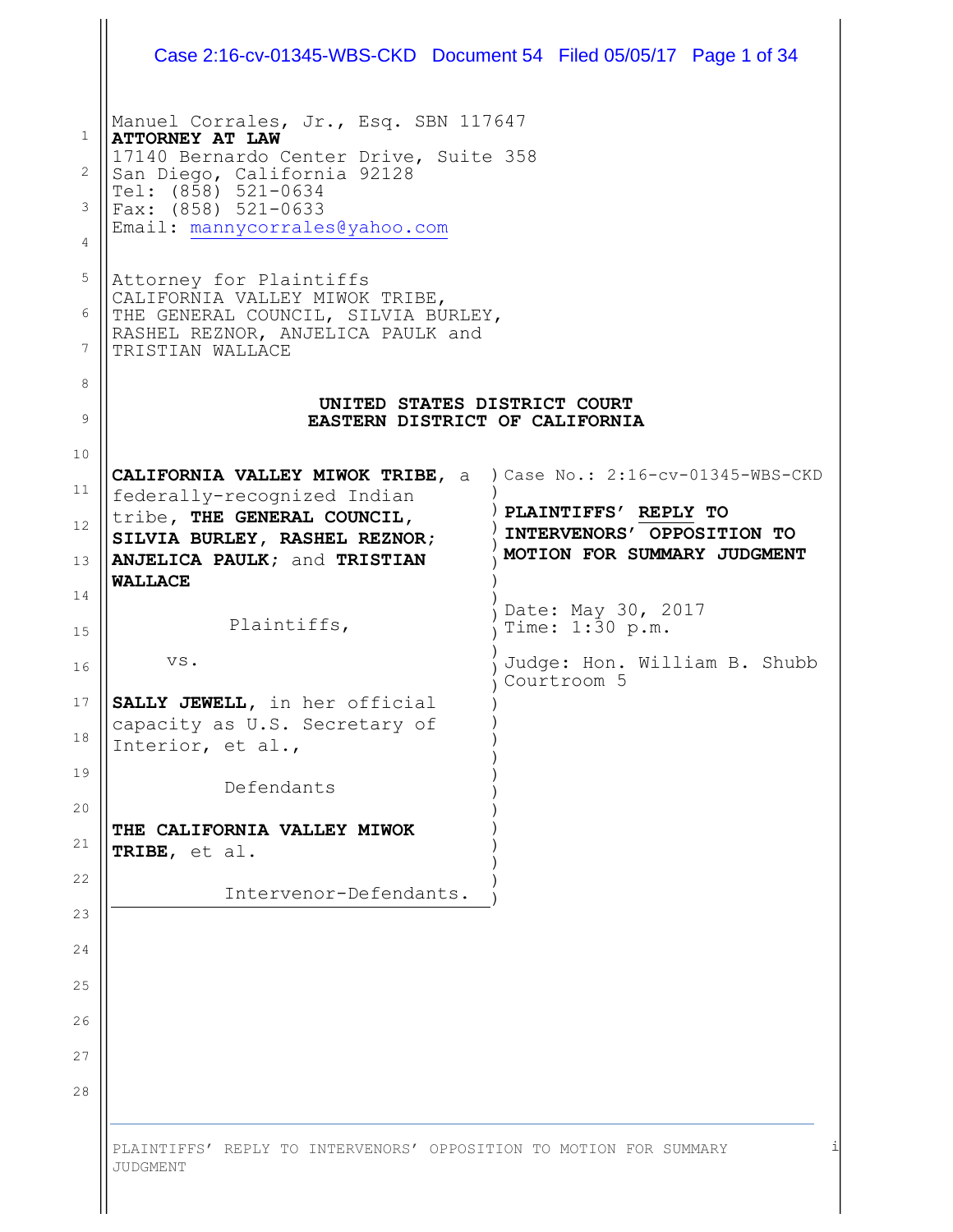Manuel Corrales, Jr., Esq. SBN 117647
**ATTORNEY AT LAW**
17140 Bernardo Center Drive, Suite 358
San Diego, California 92128
Tel: (858) 521-0634
Fax: (858) 521-0633
Email: mannycorrales@yahoo.com

Attorney for Plaintiffs
CALIFORNIA VALLEY MIWOK TRIBE,
THE GENERAL COUNCIL, SILVIA BURLEY,
RASHEL REZNOR, ANJELICA PAULK and
TRISTIAN WALLACE

**UNITED STATES DISTRICT COURT**
**EASTERN DISTRICT OF CALIFORNIA**

| | |
|---|---|
| **CALIFORNIA VALLEY MIWOK TRIBE**, a federally-recognized Indian tribe, **THE GENERAL COUNCIL, SILVIA BURLEY, RASHEL REZNOR; ANJELICA PAULK**; and **TRISTIAN WALLACE**<br><br>Plaintiffs,<br><br>vs.<br><br>**SALLY JEWELL**, in her official capacity as U.S. Secretary of Interior, et al.,<br><br>Defendants<br><br>**THE CALIFORNIA VALLEY MIWOK TRIBE**, et al.<br><br>Intervenor-Defendants. | Case No.: 2:16-cv-01345-WBS-CKD<br><br>**PLAINTIFFS' REPLY TO INTERVENORS' OPPOSITION TO MOTION FOR SUMMARY JUDGMENT**<br><br>Date: May 30, 2017<br>Time: 1:30 p.m.<br><br>Judge: Hon. William B. Shubb<br>Courtroom 5 |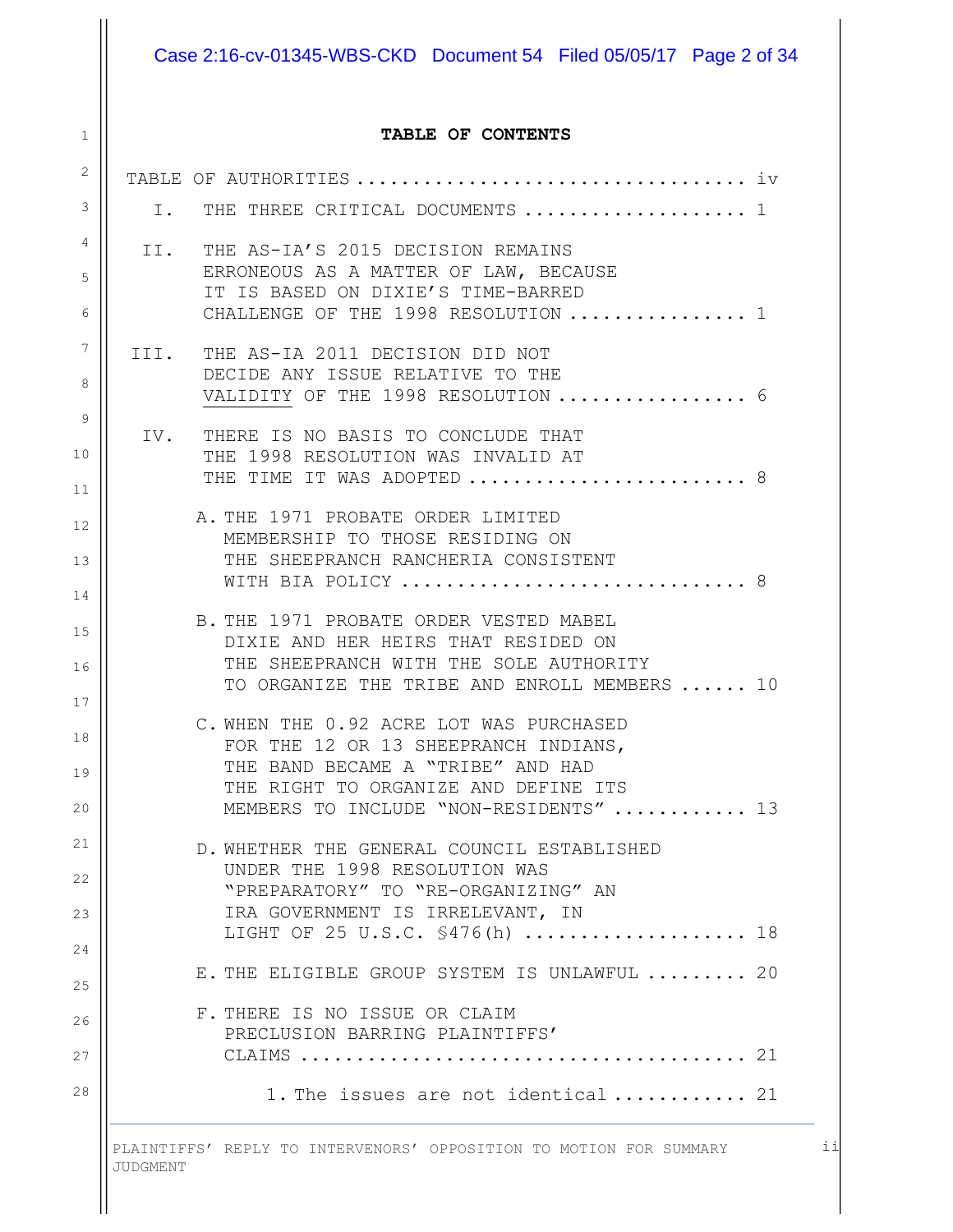**TABLE OF CONTENTS**

TABLE OF AUTHORITIES .................................. iv

I. THE THREE CRITICAL DOCUMENTS .................... 1

II. THE AS-IA'S 2015 DECISION REMAINS ERRONEOUS AS A MATTER OF LAW, BECAUSE IT IS BASED ON DIXIE'S TIME-BARRED CHALLENGE OF THE 1998 RESOLUTION ................ 1

III. THE AS-IA 2011 DECISION DID NOT DECIDE ANY ISSUE RELATIVE TO THE VALIDITY OF THE 1998 RESOLUTION ................. 6

IV. THERE IS NO BASIS TO CONCLUDE THAT THE 1998 RESOLUTION WAS INVALID AT THE TIME IT WAS ADOPTED ......................... 8

A. THE 1971 PROBATE ORDER LIMITED MEMBERSHIP TO THOSE RESIDING ON THE SHEEPRANCH RANCHERIA CONSISTENT WITH BIA POLICY .............................. 8

B. THE 1971 PROBATE ORDER VESTED MABEL DIXIE AND HER HEIRS THAT RESIDED ON THE SHEEPRANCH WITH THE SOLE AUTHORITY TO ORGANIZE THE TRIBE AND ENROLL MEMBERS ...... 10

C. WHEN THE 0.92 ACRE LOT WAS PURCHASED FOR THE 12 OR 13 SHEEPRANCH INDIANS, THE BAND BECAME A "TRIBE" AND HAD THE RIGHT TO ORGANIZE AND DEFINE ITS MEMBERS TO INCLUDE "NON-RESIDENTS" ............ 13

D. WHETHER THE GENERAL COUNCIL ESTABLISHED UNDER THE 1998 RESOLUTION WAS "PREPARATORY" TO "RE-ORGANIZING" AN IRA GOVERNMENT IS IRRELEVANT, IN LIGHT OF 25 U.S.C. §476(h) .................... 18

E. THE ELIGIBLE GROUP SYSTEM IS UNLAWFUL ......... 20

F. THERE IS NO ISSUE OR CLAIM PRECLUSION BARRING PLAINTIFFS' CLAIMS ....................................... 21

1. The issues are not identical ............ 21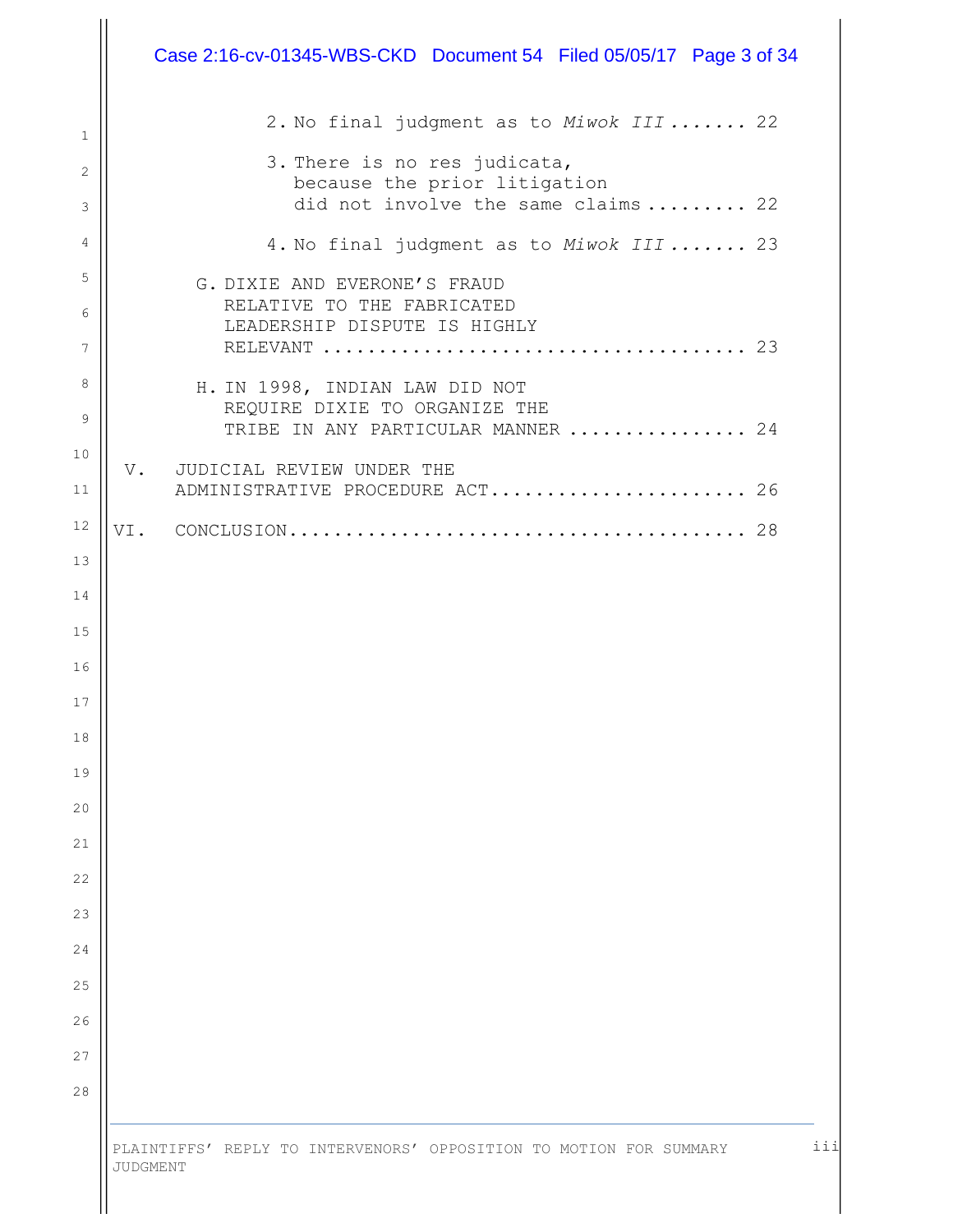2. No final judgment as to *Miwok III* ....... 22

3. There is no res judicata, because the prior litigation did not involve the same claims ......... 22

4. No final judgment as to *Miwok III* ....... 23

G. DIXIE AND EVERONE'S FRAUD RELATIVE TO THE FABRICATED LEADERSHIP DISPUTE IS HIGHLY RELEVANT ..................................... 23

H. IN 1998, INDIAN LAW DID NOT REQUIRE DIXIE TO ORGANIZE THE TRIBE IN ANY PARTICULAR MANNER ................ 24

V. JUDICIAL REVIEW UNDER THE ADMINISTRATIVE PROCEDURE ACT....................... 26

VI. CONCLUSION........................................ 28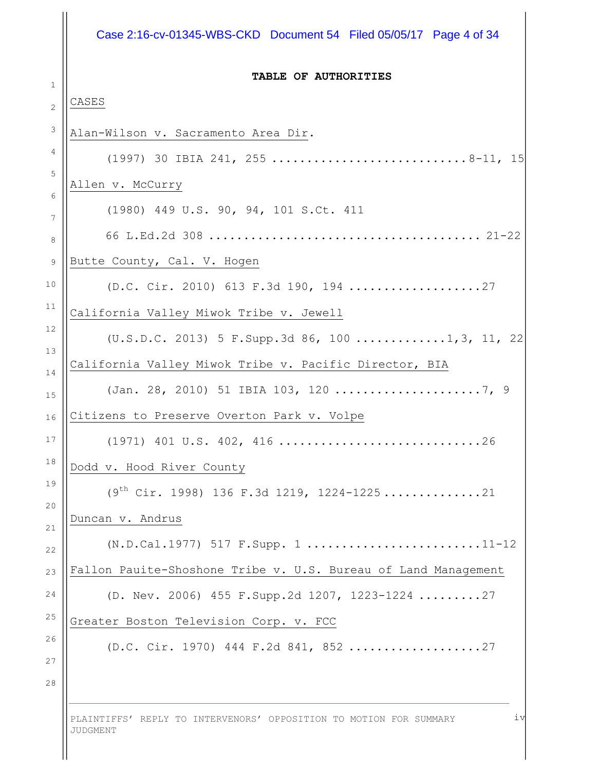**TABLE OF AUTHORITIES**

CASES

Alan-Wilson v. Sacramento Area Dir.

(1997) 30 IBIA 241, 255 ............................8-11, 15

Allen v. McCurry

(1980) 449 U.S. 90, 94, 101 S.Ct. 411

66 L.Ed.2d 308 ...................................... 21-22

Butte County, Cal. V. Hogen

(D.C. Cir. 2010) 613 F.3d 190, 194 ...................27

California Valley Miwok Tribe v. Jewell

(U.S.D.C. 2013) 5 F.Supp.3d 86, 100 .............1,3, 11, 22

California Valley Miwok Tribe v. Pacific Director, BIA

(Jan. 28, 2010) 51 IBIA 103, 120 .....................7, 9

Citizens to Preserve Overton Park v. Volpe

(1971) 401 U.S. 402, 416 .............................26

Dodd v. Hood River County

(9th Cir. 1998) 136 F.3d 1219, 1224-1225..............21

Duncan v. Andrus

(N.D.Cal.1977) 517 F.Supp. 1 ........................11-12

Fallon Pauite-Shoshone Tribe v. U.S. Bureau of Land Management

(D. Nev. 2006) 455 F.Supp.2d 1207, 1223-1224 .........27

Greater Boston Television Corp. v. FCC

(D.C. Cir. 1970) 444 F.2d 841, 852 ...................27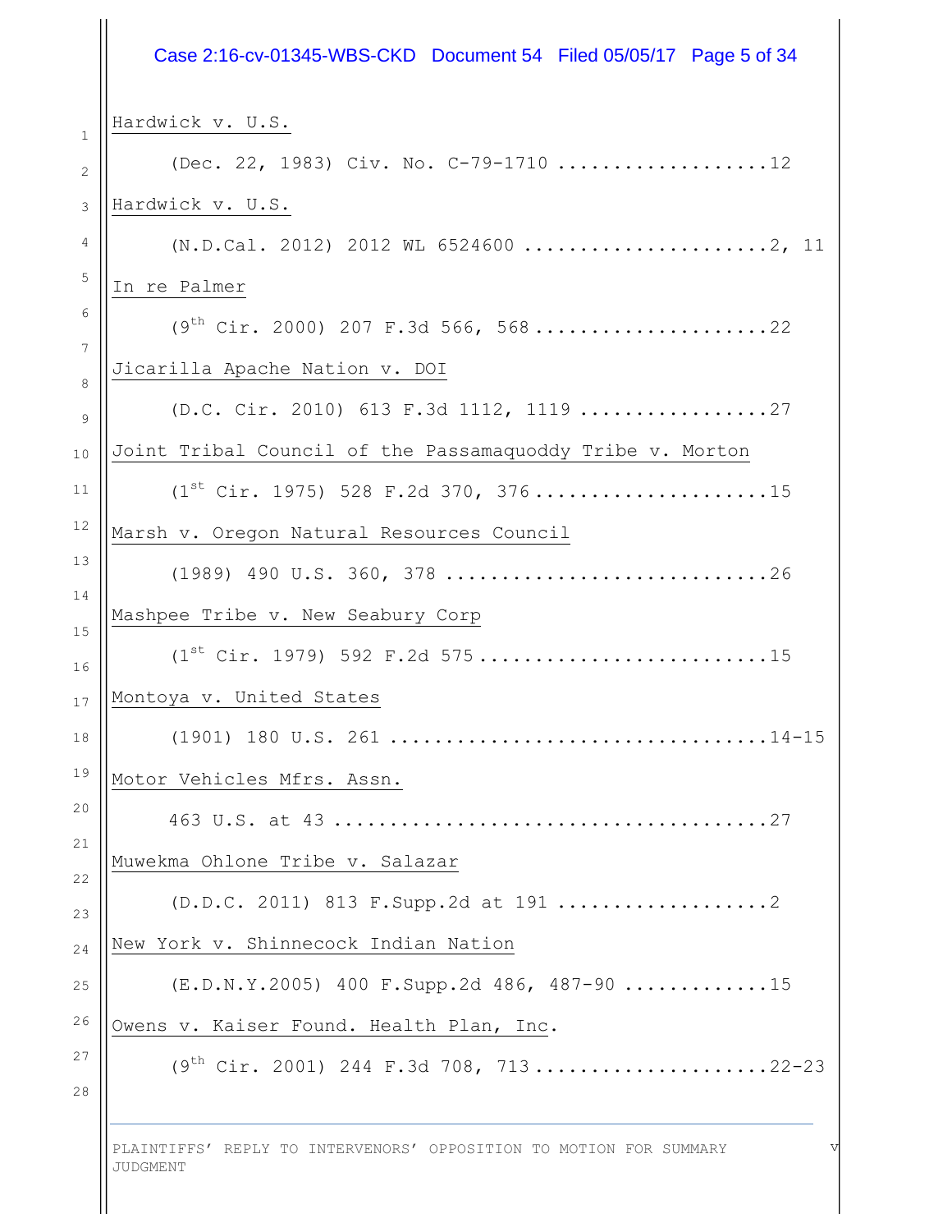Hardwick v. U.S.

(Dec. 22, 1983) Civ. No. C-79-1710 ....................12

Hardwick v. U.S.

(N.D.Cal. 2012) 2012 WL 6524600 .......................2, 11

In re Palmer

(9th Cir. 2000) 207 F.3d 566, 568 .....................22

Jicarilla Apache Nation v. DOI

(D.C. Cir. 2010) 613 F.3d 1112, 1119 ..................27

Joint Tribal Council of the Passamaquoddy Tribe v. Morton

(1st Cir. 1975) 528 F.2d 370, 376 .....................15

Marsh v. Oregon Natural Resources Council

(1989) 490 U.S. 360, 378 ..............................26

Mashpee Tribe v. New Seabury Corp

(1st Cir. 1979) 592 F.2d 575 ..........................15

Montoya v. United States

(1901) 180 U.S. 261 ...................................14-15

Motor Vehicles Mfrs. Assn.

463 U.S. at 43 ........................................27

Muwekma Ohlone Tribe v. Salazar

(D.D.C. 2011) 813 F.Supp.2d at 191 ...................2

New York v. Shinnecock Indian Nation

(E.D.N.Y.2005) 400 F.Supp.2d 486, 487-90 .............15

Owens v. Kaiser Found. Health Plan, Inc.

(9th Cir. 2001) 244 F.3d 708, 713 .....................22-23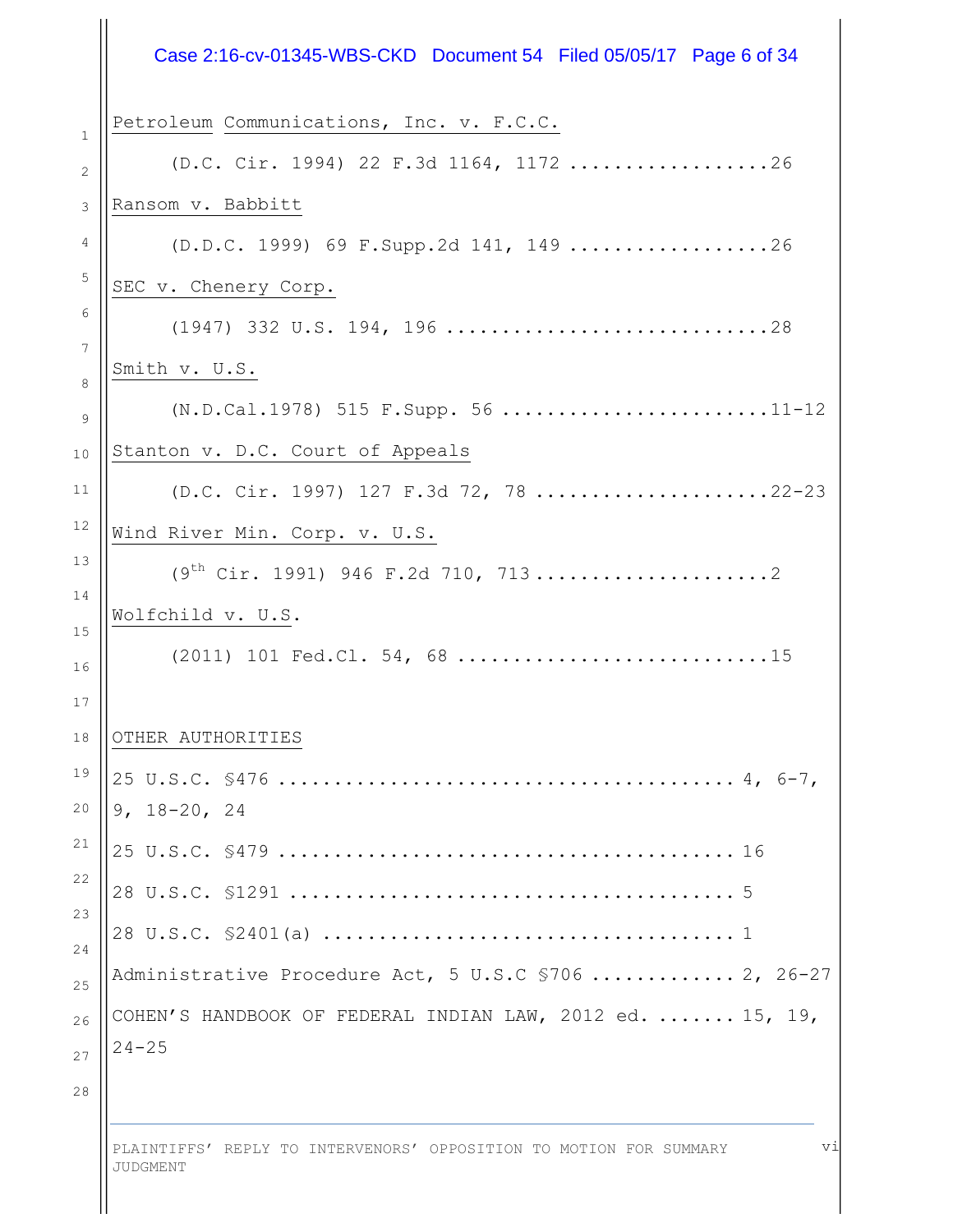Petroleum Communications, Inc. v. F.C.C.

(D.C. Cir. 1994) 22 F.3d 1164, 1172 ..................26

Ransom v. Babbitt

(D.D.C. 1999) 69 F.Supp.2d 141, 149 ..................26

SEC v. Chenery Corp.

(1947) 332 U.S. 194, 196 ............................28

Smith v. U.S.

(N.D.Cal.1978) 515 F.Supp. 56 .......................11-12

Stanton v. D.C. Court of Appeals

(D.C. Cir. 1997) 127 F.3d 72, 78 ....................22-23

Wind River Min. Corp. v. U.S.

(9th Cir. 1991) 946 F.2d 710, 713.....................2

Wolfchild v. U.S.

(2011) 101 Fed.Cl. 54, 68 ...........................15

OTHER AUTHORITIES

25 U.S.C. §476 ........................................ 4, 6-7, 9, 18-20, 24

25 U.S.C. §479 ........................................ 16

28 U.S.C. §1291 ....................................... 5

28 U.S.C. §2401(a) .................................... 1

Administrative Procedure Act, 5 U.S.C §706 ............. 2, 26-27

COHEN'S HANDBOOK OF FEDERAL INDIAN LAW, 2012 ed. ....... 15, 19, 24-25

PLAINTIFFS' REPLY TO INTERVENORS' OPPOSITION TO MOTION FOR SUMMARY JUDGMENT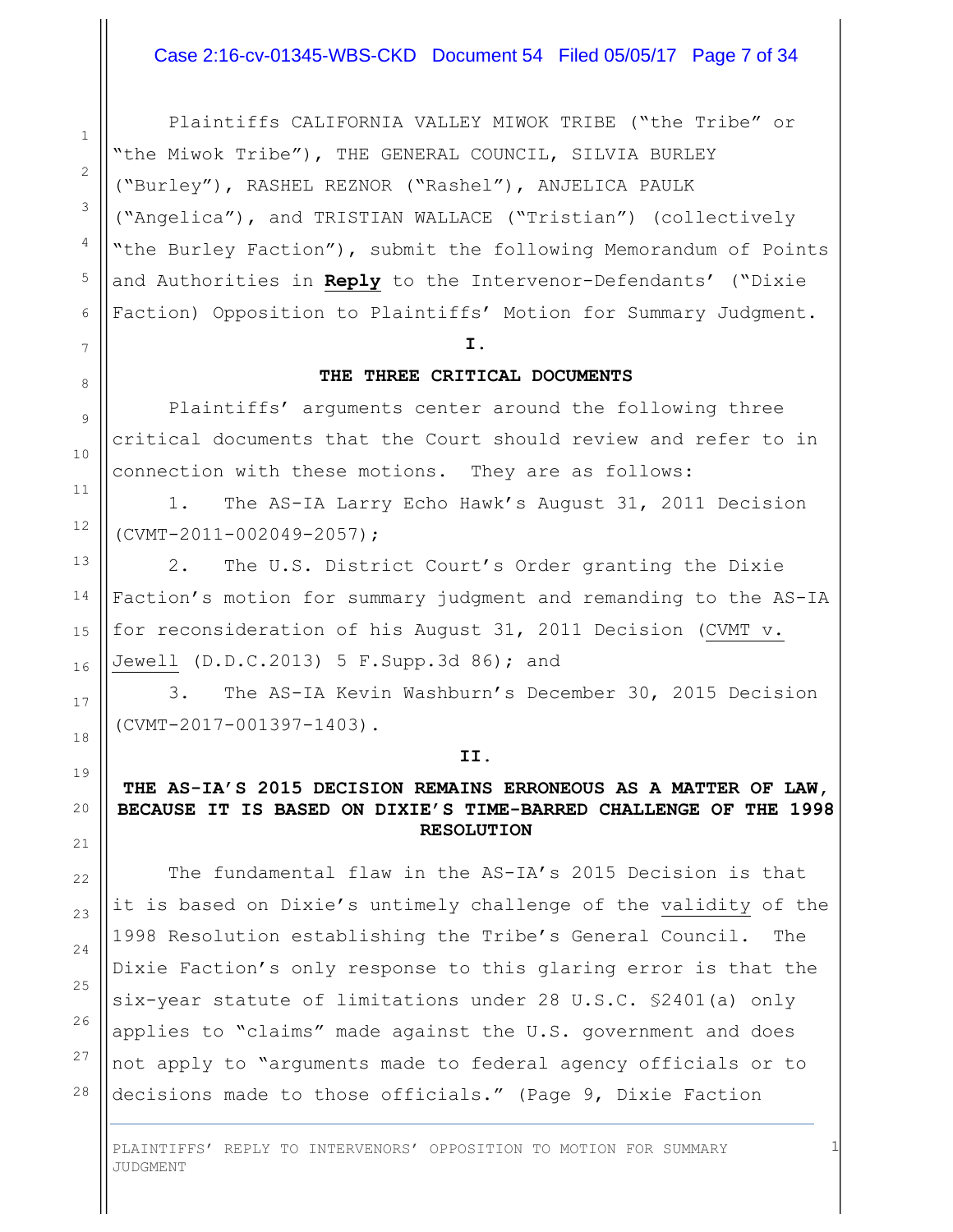Plaintiffs CALIFORNIA VALLEY MIWOK TRIBE ("the Tribe" or "the Miwok Tribe"), THE GENERAL COUNCIL, SILVIA BURLEY ("Burley"), RASHEL REZNOR ("Rashel"), ANJELICA PAULK ("Angelica"), and TRISTIAN WALLACE ("Tristian") (collectively "the Burley Faction"), submit the following Memorandum of Points and Authorities in **Reply** to the Intervenor-Defendants' ("Dixie Faction) Opposition to Plaintiffs' Motion for Summary Judgment.

## I.

## THE THREE CRITICAL DOCUMENTS

Plaintiffs' arguments center around the following three critical documents that the Court should review and refer to in connection with these motions. They are as follows:

1. The AS-IA Larry Echo Hawk's August 31, 2011 Decision (CVMT-2011-002049-2057);

2. The U.S. District Court's Order granting the Dixie Faction's motion for summary judgment and remanding to the AS-IA for reconsideration of his August 31, 2011 Decision (CVMT v. Jewell (D.D.C.2013) 5 F.Supp.3d 86); and

3. The AS-IA Kevin Washburn's December 30, 2015 Decision (CVMT-2017-001397-1403).

## II.

## THE AS-IA'S 2015 DECISION REMAINS ERRONEOUS AS A MATTER OF LAW, BECAUSE IT IS BASED ON DIXIE'S TIME-BARRED CHALLENGE OF THE 1998 RESOLUTION

The fundamental flaw in the AS-IA's 2015 Decision is that it is based on Dixie's untimely challenge of the validity of the 1998 Resolution establishing the Tribe's General Council. The Dixie Faction's only response to this glaring error is that the six-year statute of limitations under 28 U.S.C. §2401(a) only applies to "claims" made against the U.S. government and does not apply to "arguments made to federal agency officials or to decisions made to those officials." (Page 9, Dixie Faction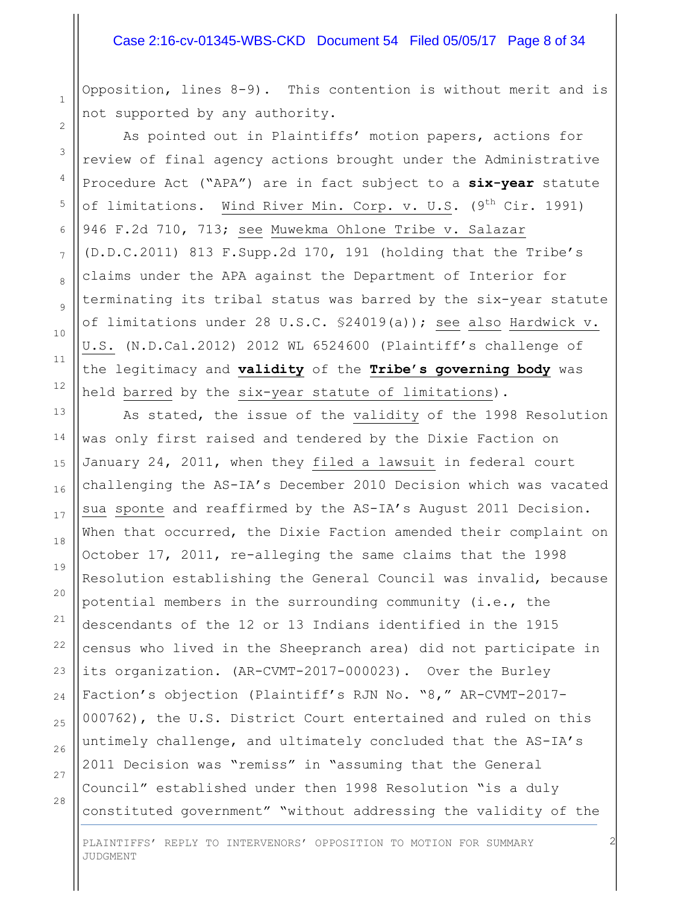Opposition, lines 8-9). This contention is without merit and is not supported by any authority.

As pointed out in Plaintiffs' motion papers, actions for review of final agency actions brought under the Administrative Procedure Act ("APA") are in fact subject to a **six-year** statute of limitations. Wind River Min. Corp. v. U.S. (9th Cir. 1991) 946 F.2d 710, 713; see Muwekma Ohlone Tribe v. Salazar (D.D.C.2011) 813 F.Supp.2d 170, 191 (holding that the Tribe's claims under the APA against the Department of Interior for terminating its tribal status was barred by the six-year statute of limitations under 28 U.S.C. §24019(a)); see also Hardwick v. U.S. (N.D.Cal.2012) 2012 WL 6524600 (Plaintiff's challenge of the legitimacy and **validity** of the **Tribe's governing body** was held barred by the six-year statute of limitations).

As stated, the issue of the validity of the 1998 Resolution was only first raised and tendered by the Dixie Faction on January 24, 2011, when they filed a lawsuit in federal court challenging the AS-IA's December 2010 Decision which was vacated sua sponte and reaffirmed by the AS-IA's August 2011 Decision. When that occurred, the Dixie Faction amended their complaint on October 17, 2011, re-alleging the same claims that the 1998 Resolution establishing the General Council was invalid, because potential members in the surrounding community (i.e., the descendants of the 12 or 13 Indians identified in the 1915 census who lived in the Sheepranch area) did not participate in its organization. (AR-CVMT-2017-000023). Over the Burley Faction's objection (Plaintiff's RJN No. "8," AR-CVMT-2017-000762), the U.S. District Court entertained and ruled on this untimely challenge, and ultimately concluded that the AS-IA's 2011 Decision was "remiss" in "assuming that the General Council" established under then 1998 Resolution "is a duly constituted government" "without addressing the validity of the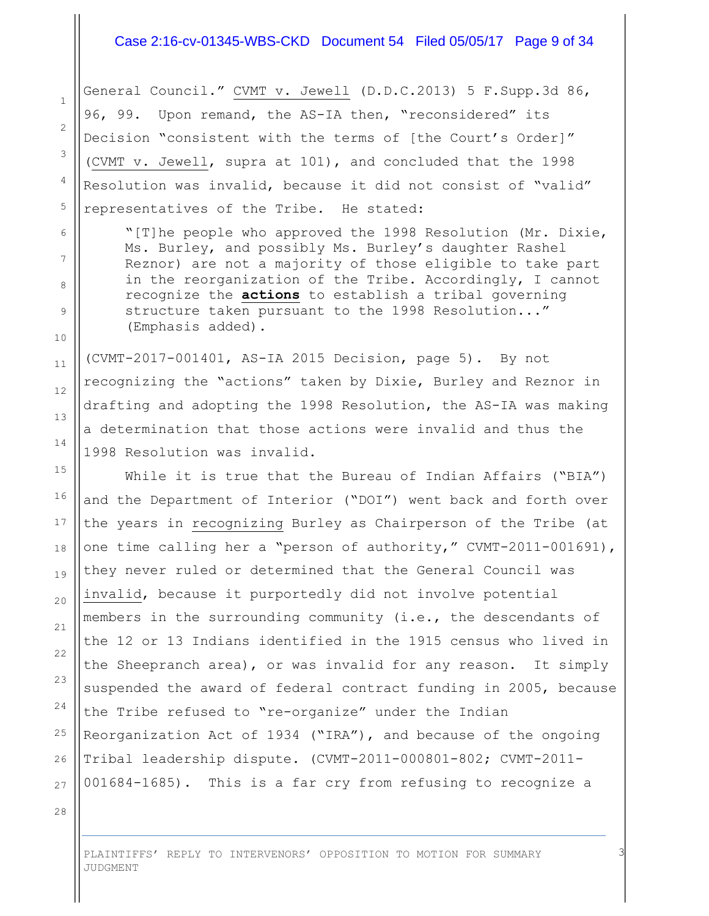General Council." CVMT v. Jewell (D.D.C.2013) 5 F.Supp.3d 86, 96, 99. Upon remand, the AS-IA then, "reconsidered" its Decision "consistent with the terms of [the Court's Order]" (CVMT v. Jewell, supra at 101), and concluded that the 1998 Resolution was invalid, because it did not consist of "valid" representatives of the Tribe. He stated:

> "[T]he people who approved the 1998 Resolution (Mr. Dixie, Ms. Burley, and possibly Ms. Burley's daughter Rashel Reznor) are not a majority of those eligible to take part in the reorganization of the Tribe. Accordingly, I cannot recognize the **actions** to establish a tribal governing structure taken pursuant to the 1998 Resolution..." (Emphasis added).

(CVMT-2017-001401, AS-IA 2015 Decision, page 5). By not recognizing the "actions" taken by Dixie, Burley and Reznor in drafting and adopting the 1998 Resolution, the AS-IA was making a determination that those actions were invalid and thus the 1998 Resolution was invalid.

While it is true that the Bureau of Indian Affairs ("BIA") and the Department of Interior ("DOI") went back and forth over the years in recognizing Burley as Chairperson of the Tribe (at one time calling her a "person of authority," CVMT-2011-001691), they never ruled or determined that the General Council was invalid, because it purportedly did not involve potential members in the surrounding community (i.e., the descendants of the 12 or 13 Indians identified in the 1915 census who lived in the Sheepranch area), or was invalid for any reason. It simply suspended the award of federal contract funding in 2005, because the Tribe refused to "re-organize" under the Indian Reorganization Act of 1934 ("IRA"), and because of the ongoing Tribal leadership dispute. (CVMT-2011-000801-802; CVMT-2011-001684-1685). This is a far cry from refusing to recognize a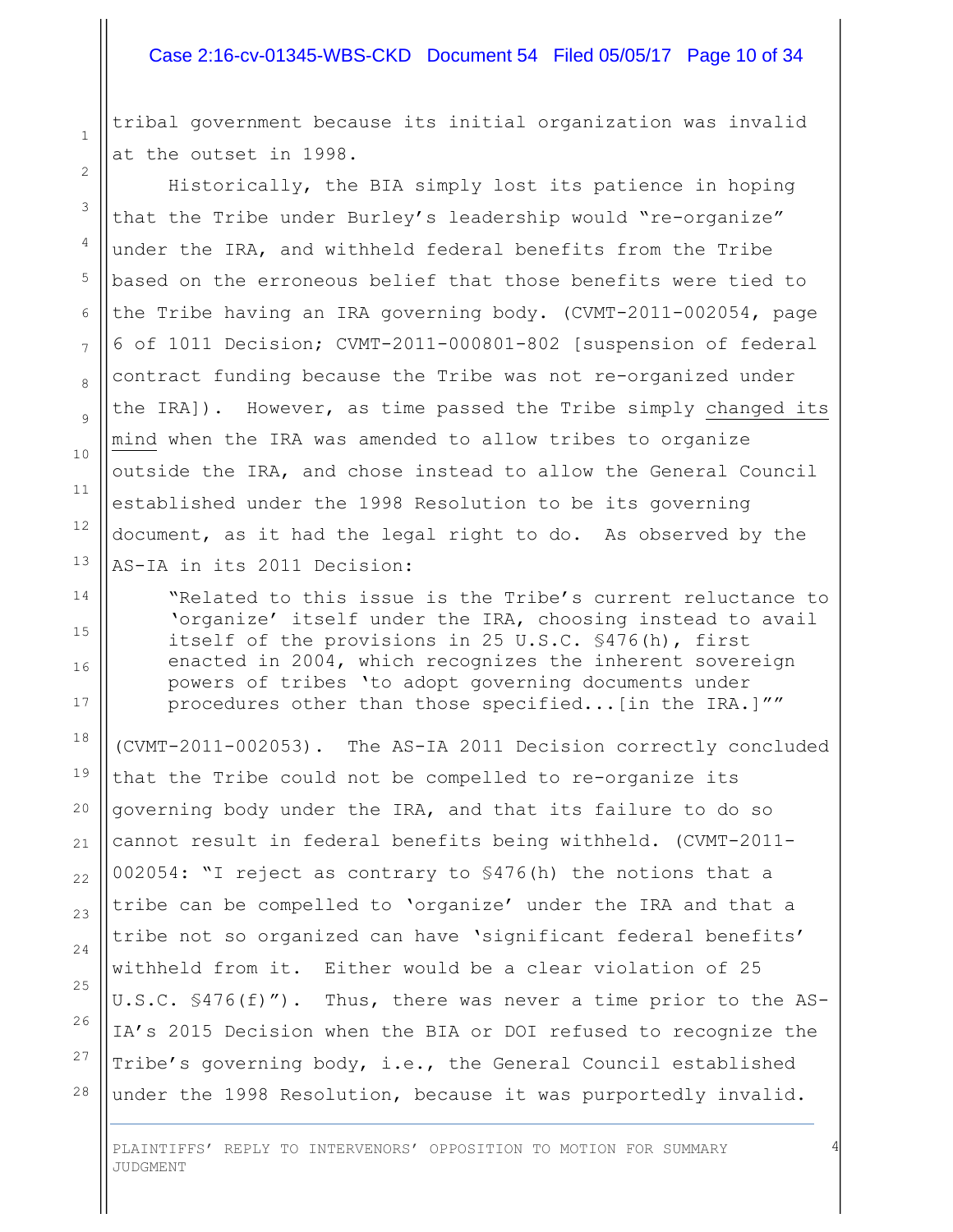tribal government because its initial organization was invalid at the outset in 1998.

Historically, the BIA simply lost its patience in hoping that the Tribe under Burley's leadership would "re-organize" under the IRA, and withheld federal benefits from the Tribe based on the erroneous belief that those benefits were tied to the Tribe having an IRA governing body. (CVMT-2011-002054, page 6 of 1011 Decision; CVMT-2011-000801-802 [suspension of federal contract funding because the Tribe was not re-organized under the IRA]). However, as time passed the Tribe simply <u>changed its mind</u> when the IRA was amended to allow tribes to organize outside the IRA, and chose instead to allow the General Council established under the 1998 Resolution to be its governing document, as it had the legal right to do. As observed by the AS-IA in its 2011 Decision:

> "Related to this issue is the Tribe's current reluctance to 'organize' itself under the IRA, choosing instead to avail itself of the provisions in 25 U.S.C. §476(h), first enacted in 2004, which recognizes the inherent sovereign powers of tribes 'to adopt governing documents under procedures other than those specified...[in the IRA.]""

(CVMT-2011-002053). The AS-IA 2011 Decision correctly concluded that the Tribe could not be compelled to re-organize its governing body under the IRA, and that its failure to do so cannot result in federal benefits being withheld. (CVMT-2011-002054: "I reject as contrary to §476(h) the notions that a tribe can be compelled to 'organize' under the IRA and that a tribe not so organized can have 'significant federal benefits' withheld from it. Either would be a clear violation of 25 U.S.C. §476(f)"). Thus, there was never a time prior to the AS-IA's 2015 Decision when the BIA or DOI refused to recognize the Tribe's governing body, i.e., the General Council established under the 1998 Resolution, because it was purportedly invalid.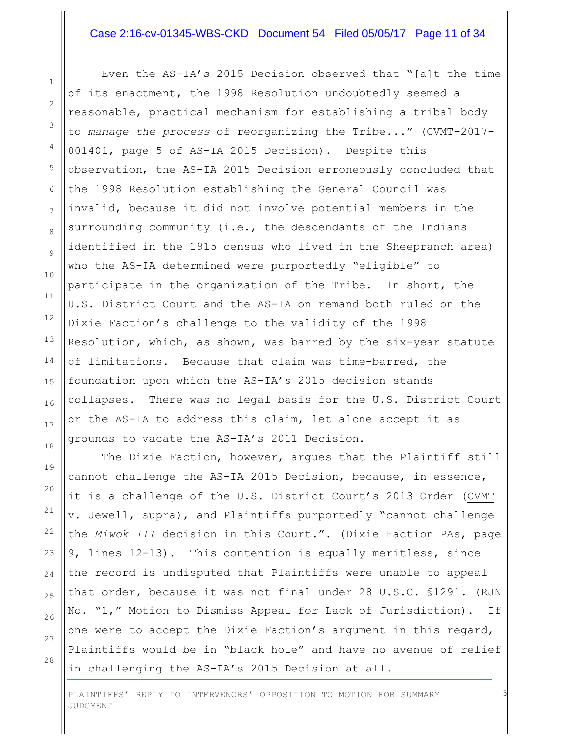Even the AS-IA's 2015 Decision observed that "[a]t the time of its enactment, the 1998 Resolution undoubtedly seemed a reasonable, practical mechanism for establishing a tribal body to *manage the process* of reorganizing the Tribe..." (CVMT-2017-001401, page 5 of AS-IA 2015 Decision). Despite this observation, the AS-IA 2015 Decision erroneously concluded that the 1998 Resolution establishing the General Council was invalid, because it did not involve potential members in the surrounding community (i.e., the descendants of the Indians identified in the 1915 census who lived in the Sheepranch area) who the AS-IA determined were purportedly "eligible" to participate in the organization of the Tribe. In short, the U.S. District Court and the AS-IA on remand both ruled on the Dixie Faction's challenge to the validity of the 1998 Resolution, which, as shown, was barred by the six-year statute of limitations. Because that claim was time-barred, the foundation upon which the AS-IA's 2015 decision stands collapses. There was no legal basis for the U.S. District Court or the AS-IA to address this claim, let alone accept it as grounds to vacate the AS-IA's 2011 Decision.

The Dixie Faction, however, argues that the Plaintiff still cannot challenge the AS-IA 2015 Decision, because, in essence, it is a challenge of the U.S. District Court's 2013 Order (CVMT v. Jewell, supra), and Plaintiffs purportedly "cannot challenge the *Miwok III* decision in this Court.". (Dixie Faction PAs, page 9, lines 12-13). This contention is equally meritless, since the record is undisputed that Plaintiffs were unable to appeal that order, because it was not final under 28 U.S.C. §1291. (RJN No. "1," Motion to Dismiss Appeal for Lack of Jurisdiction). If one were to accept the Dixie Faction's argument in this regard, Plaintiffs would be in "black hole" and have no avenue of relief in challenging the AS-IA's 2015 Decision at all.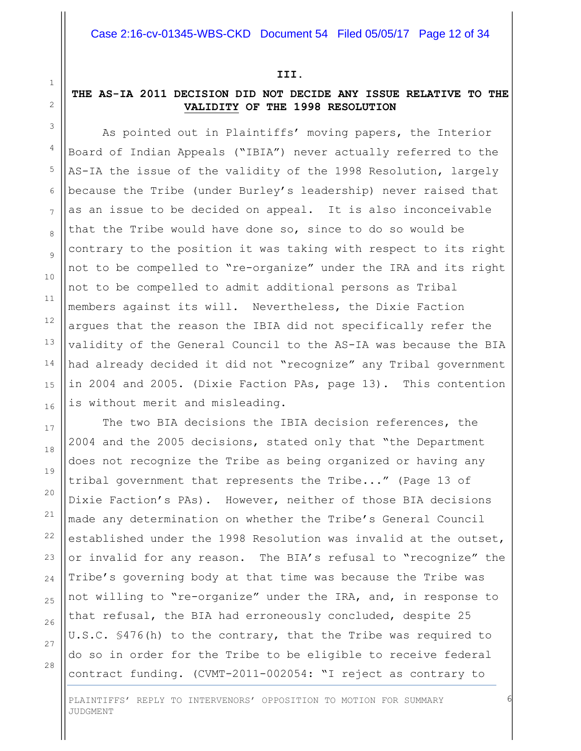## III.

## THE AS-IA 2011 DECISION DID NOT DECIDE ANY ISSUE RELATIVE TO THE VALIDITY OF THE 1998 RESOLUTION

As pointed out in Plaintiffs' moving papers, the Interior Board of Indian Appeals ("IBIA") never actually referred to the AS-IA the issue of the validity of the 1998 Resolution, largely because the Tribe (under Burley's leadership) never raised that as an issue to be decided on appeal. It is also inconceivable that the Tribe would have done so, since to do so would be contrary to the position it was taking with respect to its right not to be compelled to "re-organize" under the IRA and its right not to be compelled to admit additional persons as Tribal members against its will. Nevertheless, the Dixie Faction argues that the reason the IBIA did not specifically refer the validity of the General Council to the AS-IA was because the BIA had already decided it did not "recognize" any Tribal government in 2004 and 2005. (Dixie Faction PAs, page 13). This contention is without merit and misleading.

The two BIA decisions the IBIA decision references, the 2004 and the 2005 decisions, stated only that "the Department does not recognize the Tribe as being organized or having any tribal government that represents the Tribe..." (Page 13 of Dixie Faction's PAs). However, neither of those BIA decisions made any determination on whether the Tribe's General Council established under the 1998 Resolution was invalid at the outset, or invalid for any reason. The BIA's refusal to "recognize" the Tribe's governing body at that time was because the Tribe was not willing to "re-organize" under the IRA, and, in response to that refusal, the BIA had erroneously concluded, despite 25 U.S.C. §476(h) to the contrary, that the Tribe was required to do so in order for the Tribe to be eligible to receive federal contract funding. (CVMT-2011-002054: "I reject as contrary to

PLAINTIFFS' REPLY TO INTERVENORS' OPPOSITION TO MOTION FOR SUMMARY JUDGMENT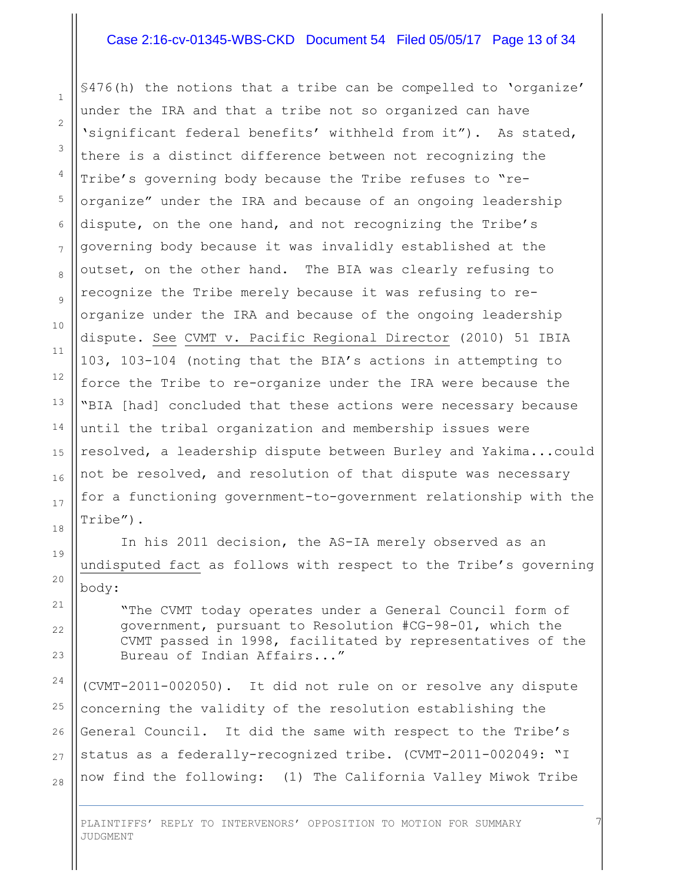§476(h) the notions that a tribe can be compelled to 'organize' under the IRA and that a tribe not so organized can have 'significant federal benefits' withheld from it"). As stated, there is a distinct difference between not recognizing the Tribe's governing body because the Tribe refuses to "re-organize" under the IRA and because of an ongoing leadership dispute, on the one hand, and not recognizing the Tribe's governing body because it was invalidly established at the outset, on the other hand. The BIA was clearly refusing to recognize the Tribe merely because it was refusing to re-organize under the IRA and because of the ongoing leadership dispute. See CVMT v. Pacific Regional Director (2010) 51 IBIA 103, 103-104 (noting that the BIA's actions in attempting to force the Tribe to re-organize under the IRA were because the "BIA [had] concluded that these actions were necessary because until the tribal organization and membership issues were resolved, a leadership dispute between Burley and Yakima...could not be resolved, and resolution of that dispute was necessary for a functioning government-to-government relationship with the Tribe").

In his 2011 decision, the AS-IA merely observed as an undisputed fact as follows with respect to the Tribe's governing body:

> "The CVMT today operates under a General Council form of government, pursuant to Resolution #CG-98-01, which the CVMT passed in 1998, facilitated by representatives of the Bureau of Indian Affairs..."

(CVMT-2011-002050). It did not rule on or resolve any dispute concerning the validity of the resolution establishing the General Council. It did the same with respect to the Tribe's status as a federally-recognized tribe. (CVMT-2011-002049: "I now find the following: (1) The California Valley Miwok Tribe

PLAINTIFFS' REPLY TO INTERVENORS' OPPOSITION TO MOTION FOR SUMMARY JUDGMENT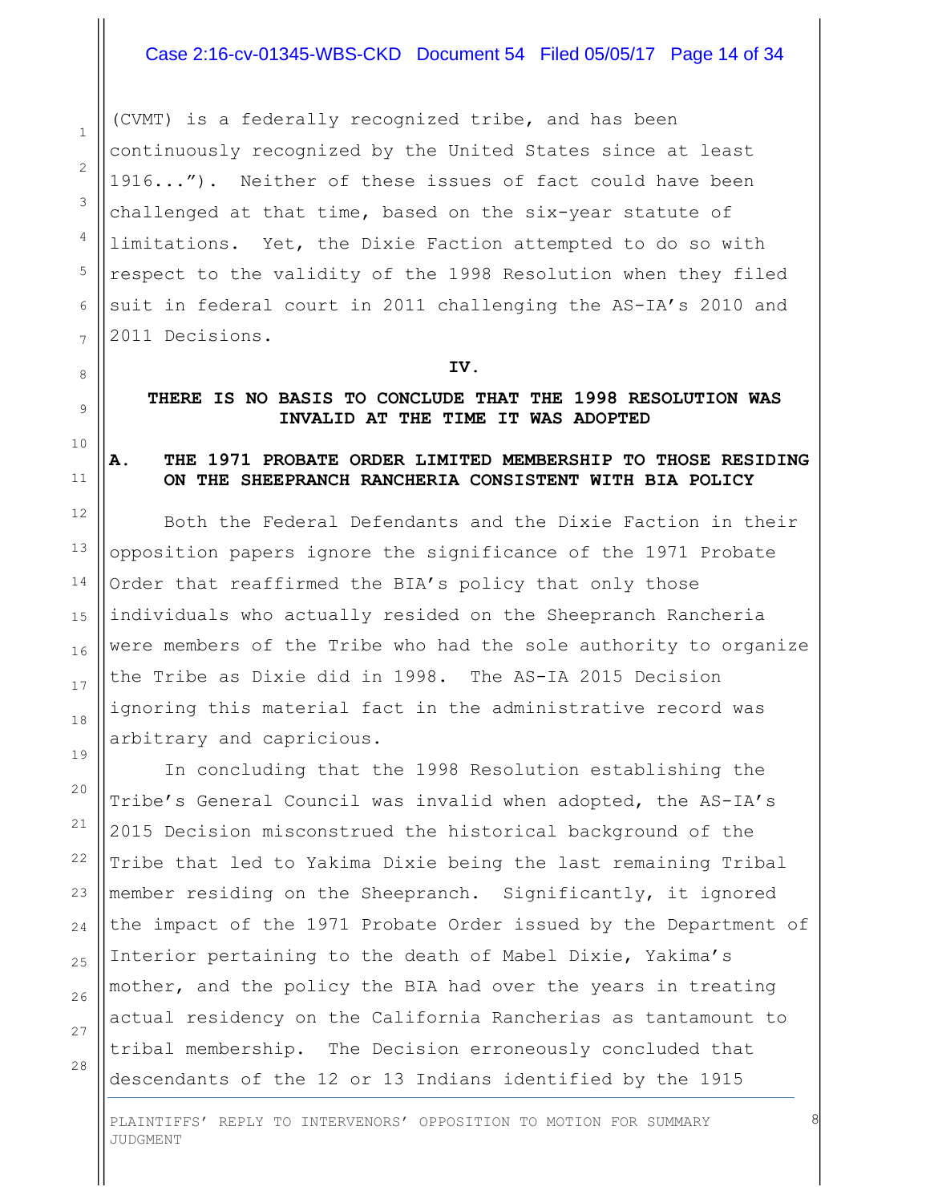(CVMT) is a federally recognized tribe, and has been continuously recognized by the United States since at least 1916..."). Neither of these issues of fact could have been challenged at that time, based on the six-year statute of limitations. Yet, the Dixie Faction attempted to do so with respect to the validity of the 1998 Resolution when they filed suit in federal court in 2011 challenging the AS-IA's 2010 and 2011 Decisions.

## IV.

## THERE IS NO BASIS TO CONCLUDE THAT THE 1998 RESOLUTION WAS INVALID AT THE TIME IT WAS ADOPTED

### A. THE 1971 PROBATE ORDER LIMITED MEMBERSHIP TO THOSE RESIDING ON THE SHEEPRANCH RANCHERIA CONSISTENT WITH BIA POLICY

Both the Federal Defendants and the Dixie Faction in their opposition papers ignore the significance of the 1971 Probate Order that reaffirmed the BIA's policy that only those individuals who actually resided on the Sheepranch Rancheria were members of the Tribe who had the sole authority to organize the Tribe as Dixie did in 1998. The AS-IA 2015 Decision ignoring this material fact in the administrative record was arbitrary and capricious.

In concluding that the 1998 Resolution establishing the Tribe's General Council was invalid when adopted, the AS-IA's 2015 Decision misconstrued the historical background of the Tribe that led to Yakima Dixie being the last remaining Tribal member residing on the Sheepranch. Significantly, it ignored the impact of the 1971 Probate Order issued by the Department of Interior pertaining to the death of Mabel Dixie, Yakima's mother, and the policy the BIA had over the years in treating actual residency on the California Rancherias as tantamount to tribal membership. The Decision erroneously concluded that descendants of the 12 or 13 Indians identified by the 1915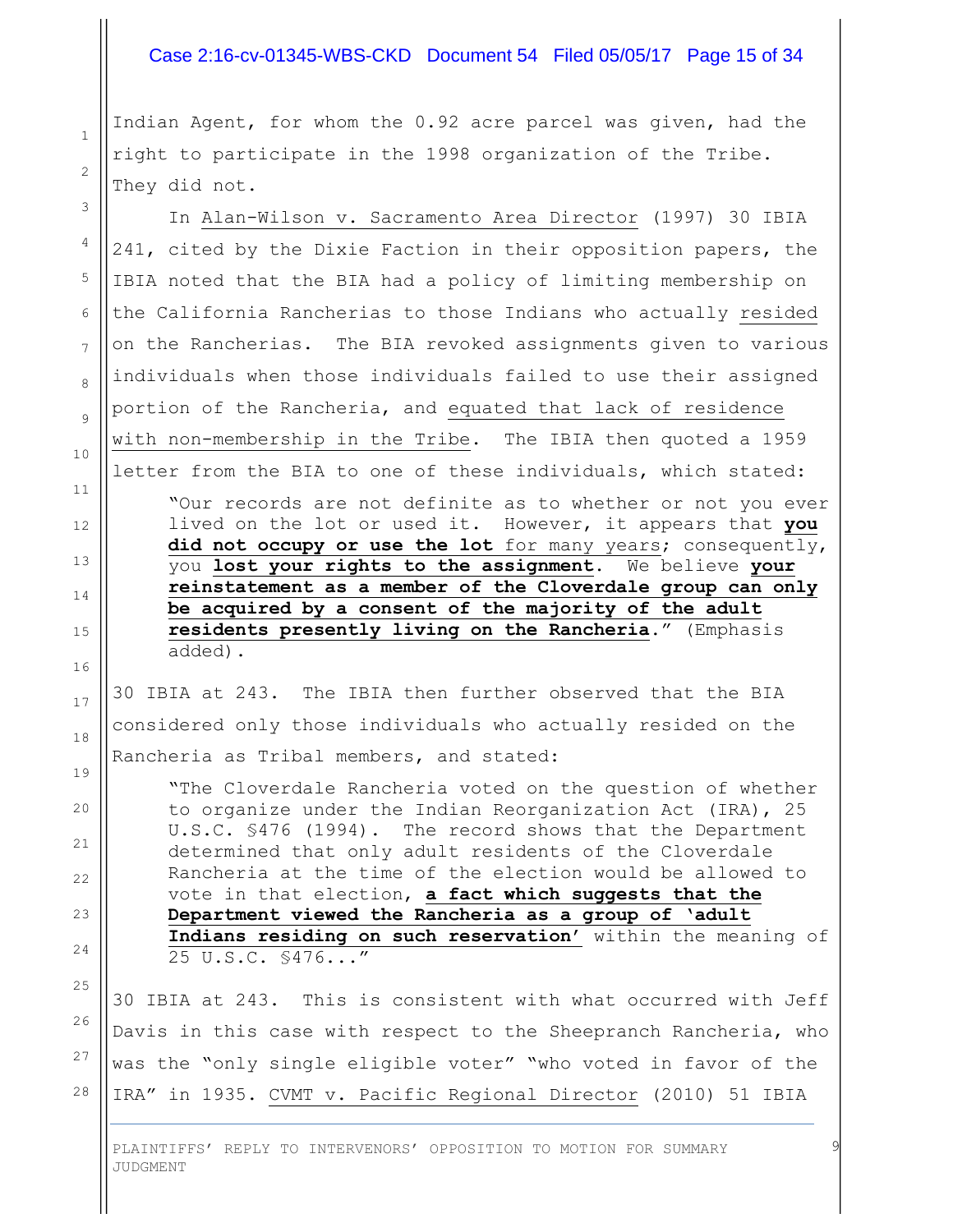Indian Agent, for whom the 0.92 acre parcel was given, had the right to participate in the 1998 organization of the Tribe. They did not.

In Alan-Wilson v. Sacramento Area Director (1997) 30 IBIA 241, cited by the Dixie Faction in their opposition papers, the IBIA noted that the BIA had a policy of limiting membership on the California Rancherias to those Indians who actually resided on the Rancherias. The BIA revoked assignments given to various individuals when those individuals failed to use their assigned portion of the Rancheria, and equated that lack of residence with non-membership in the Tribe. The IBIA then quoted a 1959 letter from the BIA to one of these individuals, which stated:

> "Our records are not definite as to whether or not you ever lived on the lot or used it. However, it appears that **you did not occupy or use the lot** for many years; consequently, you **lost your rights to the assignment**. We believe **your reinstatement as a member of the Cloverdale group can only be acquired by a consent of the majority of the adult residents presently living on the Rancheria**." (Emphasis added).

30 IBIA at 243. The IBIA then further observed that the BIA considered only those individuals who actually resided on the Rancheria as Tribal members, and stated:

> "The Cloverdale Rancheria voted on the question of whether to organize under the Indian Reorganization Act (IRA), 25 U.S.C. §476 (1994). The record shows that the Department determined that only adult residents of the Cloverdale Rancheria at the time of the election would be allowed to vote in that election, **a fact which suggests that the Department viewed the Rancheria as a group of 'adult Indians residing on such reservation'** within the meaning of 25 U.S.C. §476..."

30 IBIA at 243. This is consistent with what occurred with Jeff Davis in this case with respect to the Sheepranch Rancheria, who was the "only single eligible voter" "who voted in favor of the IRA" in 1935. CVMT v. Pacific Regional Director (2010) 51 IBIA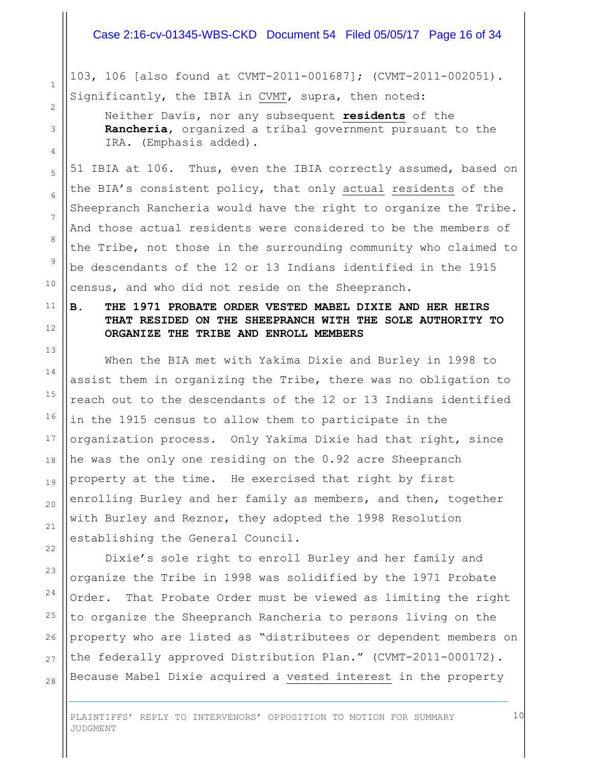103, 106 [also found at CVMT-2011-001687]; (CVMT-2011-002051). Significantly, the IBIA in CVMT, supra, then noted:

> Neither Davis, nor any subsequent **residents** of the **Rancheria**, organized a tribal government pursuant to the IRA. (Emphasis added).

51 IBIA at 106. Thus, even the IBIA correctly assumed, based on the BIA's consistent policy, that only actual residents of the Sheepranch Rancheria would have the right to organize the Tribe. And those actual residents were considered to be the members of the Tribe, not those in the surrounding community who claimed to be descendants of the 12 or 13 Indians identified in the 1915 census, and who did not reside on the Sheepranch.

### B. THE 1971 PROBATE ORDER VESTED MABEL DIXIE AND HER HEIRS THAT RESIDED ON THE SHEEPRANCH WITH THE SOLE AUTHORITY TO ORGANIZE THE TRIBE AND ENROLL MEMBERS

When the BIA met with Yakima Dixie and Burley in 1998 to assist them in organizing the Tribe, there was no obligation to reach out to the descendants of the 12 or 13 Indians identified in the 1915 census to allow them to participate in the organization process. Only Yakima Dixie had that right, since he was the only one residing on the 0.92 acre Sheepranch property at the time. He exercised that right by first enrolling Burley and her family as members, and then, together with Burley and Reznor, they adopted the 1998 Resolution establishing the General Council.

Dixie's sole right to enroll Burley and her family and organize the Tribe in 1998 was solidified by the 1971 Probate Order. That Probate Order must be viewed as limiting the right to organize the Sheepranch Rancheria to persons living on the property who are listed as "distributees or dependent members on the federally approved Distribution Plan." (CVMT-2011-000172). Because Mabel Dixie acquired a vested interest in the property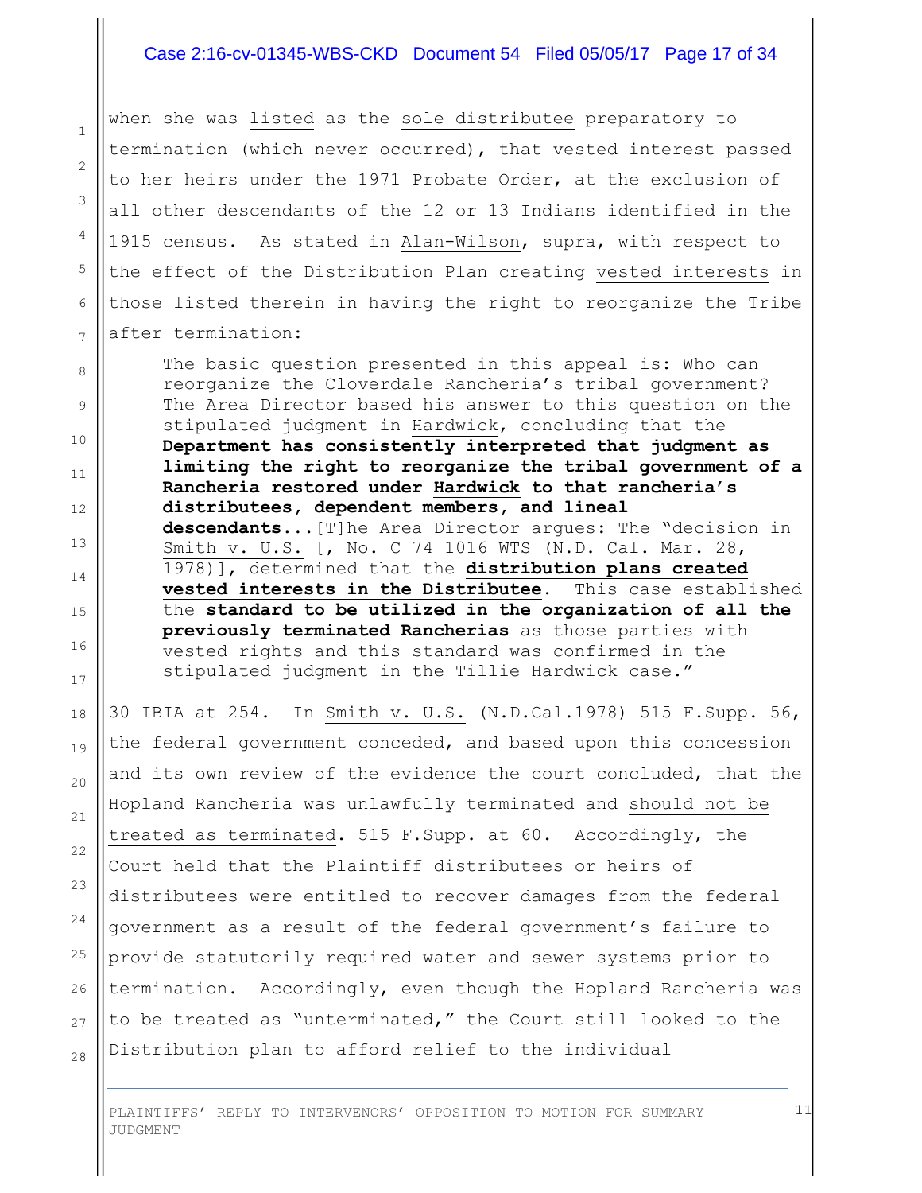when she was listed as the sole distributee preparatory to termination (which never occurred), that vested interest passed to her heirs under the 1971 Probate Order, at the exclusion of all other descendants of the 12 or 13 Indians identified in the 1915 census. As stated in Alan-Wilson, supra, with respect to the effect of the Distribution Plan creating vested interests in those listed therein in having the right to reorganize the Tribe after termination:

> The basic question presented in this appeal is: Who can reorganize the Cloverdale Rancheria's tribal government? The Area Director based his answer to this question on the stipulated judgment in Hardwick, concluding that the **Department has consistently interpreted that judgment as limiting the right to reorganize the tribal government of a Rancheria restored under Hardwick to that rancheria's distributees, dependent members, and lineal descendants**...[T]he Area Director argues: The "decision in Smith v. U.S. [, No. C 74 1016 WTS (N.D. Cal. Mar. 28, 1978)], determined that the **distribution plans created vested interests in the Distributee**. This case established the **standard to be utilized in the organization of all the previously terminated Rancherias** as those parties with vested rights and this standard was confirmed in the stipulated judgment in the Tillie Hardwick case."

30 IBIA at 254. In Smith v. U.S. (N.D.Cal.1978) 515 F.Supp. 56, the federal government conceded, and based upon this concession and its own review of the evidence the court concluded, that the Hopland Rancheria was unlawfully terminated and should not be treated as terminated. 515 F.Supp. at 60. Accordingly, the Court held that the Plaintiff distributees or heirs of distributees were entitled to recover damages from the federal government as a result of the federal government's failure to provide statutorily required water and sewer systems prior to termination. Accordingly, even though the Hopland Rancheria was to be treated as "unterminated," the Court still looked to the Distribution plan to afford relief to the individual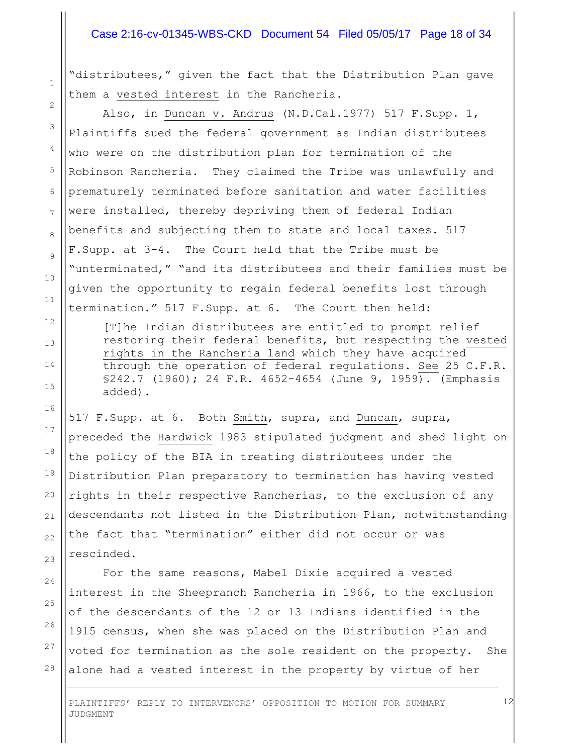"distributees," given the fact that the Distribution Plan gave them a vested interest in the Rancheria.

Also, in Duncan v. Andrus (N.D.Cal.1977) 517 F.Supp. 1, Plaintiffs sued the federal government as Indian distributees who were on the distribution plan for termination of the Robinson Rancheria. They claimed the Tribe was unlawfully and prematurely terminated before sanitation and water facilities were installed, thereby depriving them of federal Indian benefits and subjecting them to state and local taxes. 517 F.Supp. at 3-4. The Court held that the Tribe must be "unterminated," "and its distributees and their families must be given the opportunity to regain federal benefits lost through termination." 517 F.Supp. at 6. The Court then held:

> [T]he Indian distributees are entitled to prompt relief restoring their federal benefits, but respecting the vested rights in the Rancheria land which they have acquired through the operation of federal regulations. See 25 C.F.R. §242.7 (1960); 24 F.R. 4652-4654 (June 9, 1959). (Emphasis added).

517 F.Supp. at 6. Both Smith, supra, and Duncan, supra, preceded the Hardwick 1983 stipulated judgment and shed light on the policy of the BIA in treating distributees under the Distribution Plan preparatory to termination has having vested rights in their respective Rancherias, to the exclusion of any descendants not listed in the Distribution Plan, notwithstanding the fact that "termination" either did not occur or was rescinded.

For the same reasons, Mabel Dixie acquired a vested interest in the Sheepranch Rancheria in 1966, to the exclusion of the descendants of the 12 or 13 Indians identified in the 1915 census, when she was placed on the Distribution Plan and voted for termination as the sole resident on the property. She alone had a vested interest in the property by virtue of her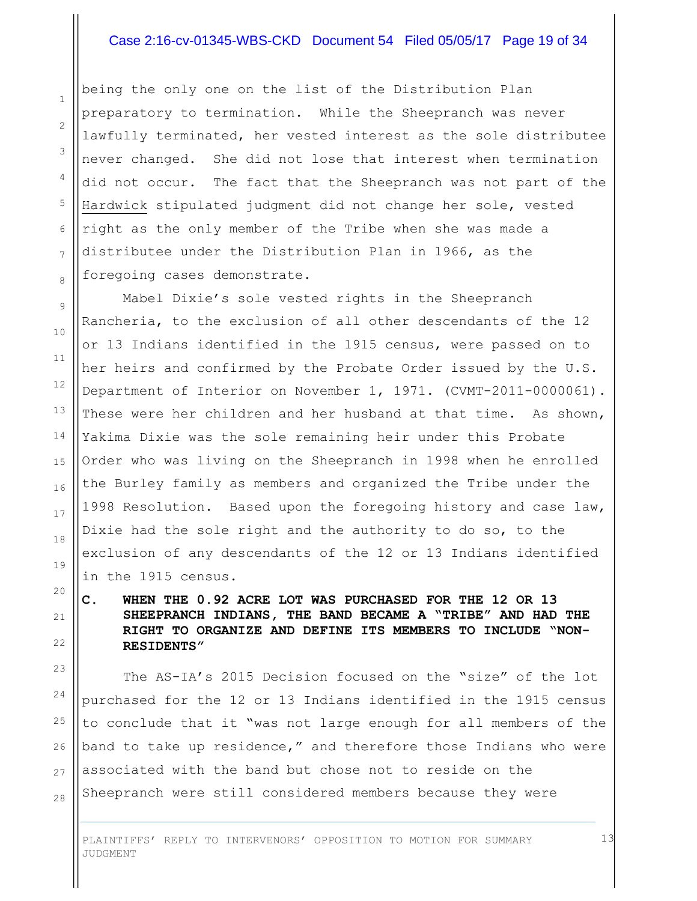being the only one on the list of the Distribution Plan preparatory to termination. While the Sheepranch was never lawfully terminated, her vested interest as the sole distributee never changed. She did not lose that interest when termination did not occur. The fact that the Sheepranch was not part of the Hardwick stipulated judgment did not change her sole, vested right as the only member of the Tribe when she was made a distributee under the Distribution Plan in 1966, as the foregoing cases demonstrate.

Mabel Dixie's sole vested rights in the Sheepranch Rancheria, to the exclusion of all other descendants of the 12 or 13 Indians identified in the 1915 census, were passed on to her heirs and confirmed by the Probate Order issued by the U.S. Department of Interior on November 1, 1971. (CVMT-2011-0000061). These were her children and her husband at that time. As shown, Yakima Dixie was the sole remaining heir under this Probate Order who was living on the Sheepranch in 1998 when he enrolled the Burley family as members and organized the Tribe under the 1998 Resolution. Based upon the foregoing history and case law, Dixie had the sole right and the authority to do so, to the exclusion of any descendants of the 12 or 13 Indians identified in the 1915 census.

### C. WHEN THE 0.92 ACRE LOT WAS PURCHASED FOR THE 12 OR 13 SHEEPRANCH INDIANS, THE BAND BECAME A "TRIBE" AND HAD THE RIGHT TO ORGANIZE AND DEFINE ITS MEMBERS TO INCLUDE "NON-RESIDENTS"

The AS-IA's 2015 Decision focused on the "size" of the lot purchased for the 12 or 13 Indians identified in the 1915 census to conclude that it "was not large enough for all members of the band to take up residence," and therefore those Indians who were associated with the band but chose not to reside on the Sheepranch were still considered members because they were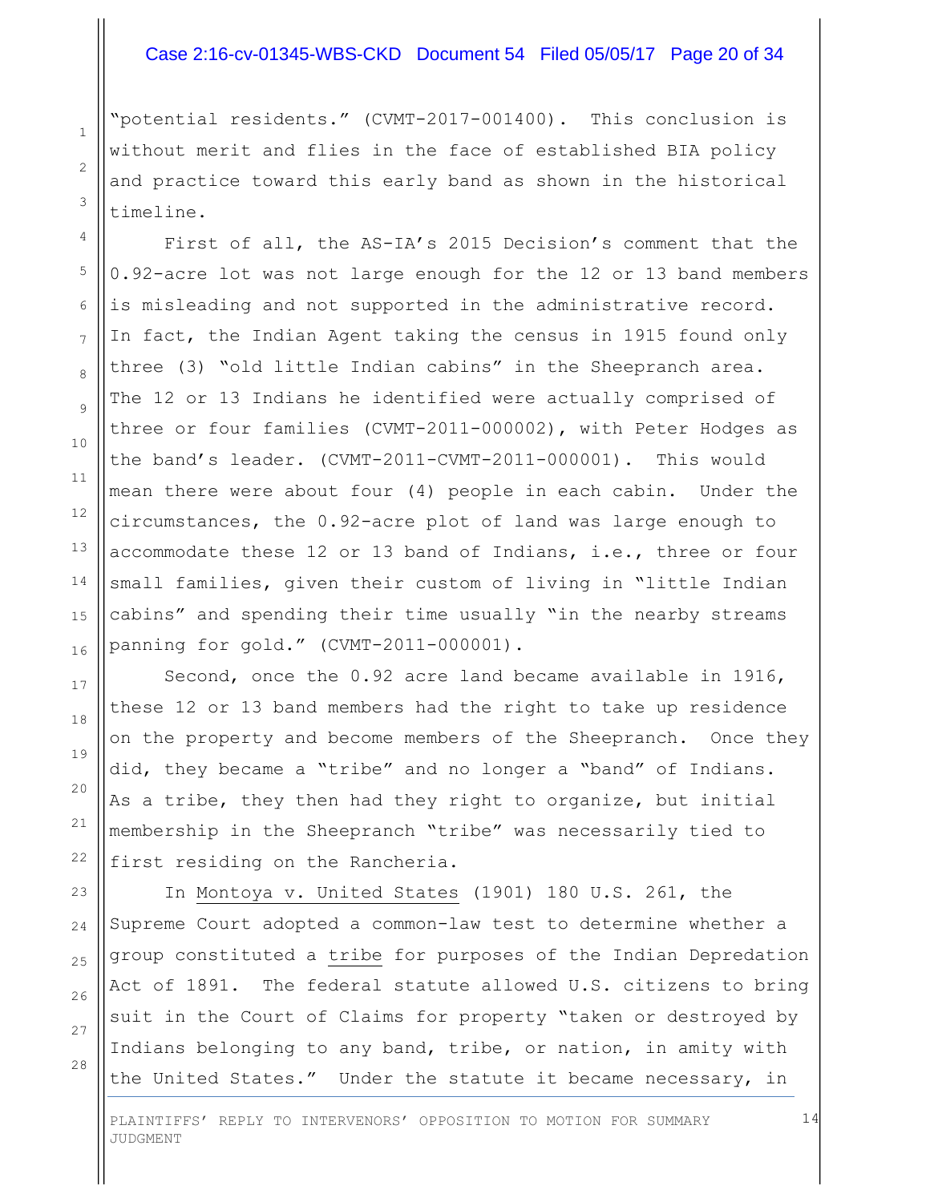"potential residents." (CVMT-2017-001400). This conclusion is without merit and flies in the face of established BIA policy and practice toward this early band as shown in the historical timeline.

First of all, the AS-IA's 2015 Decision's comment that the 0.92-acre lot was not large enough for the 12 or 13 band members is misleading and not supported in the administrative record. In fact, the Indian Agent taking the census in 1915 found only three (3) "old little Indian cabins" in the Sheepranch area. The 12 or 13 Indians he identified were actually comprised of three or four families (CVMT-2011-000002), with Peter Hodges as the band's leader. (CVMT-2011-CVMT-2011-000001). This would mean there were about four (4) people in each cabin. Under the circumstances, the 0.92-acre plot of land was large enough to accommodate these 12 or 13 band of Indians, i.e., three or four small families, given their custom of living in "little Indian cabins" and spending their time usually "in the nearby streams panning for gold." (CVMT-2011-000001).

Second, once the 0.92 acre land became available in 1916, these 12 or 13 band members had the right to take up residence on the property and become members of the Sheepranch. Once they did, they became a "tribe" and no longer a "band" of Indians. As a tribe, they then had they right to organize, but initial membership in the Sheepranch "tribe" was necessarily tied to first residing on the Rancheria.

In Montoya v. United States (1901) 180 U.S. 261, the Supreme Court adopted a common-law test to determine whether a group constituted a tribe for purposes of the Indian Depredation Act of 1891. The federal statute allowed U.S. citizens to bring suit in the Court of Claims for property "taken or destroyed by Indians belonging to any band, tribe, or nation, in amity with the United States." Under the statute it became necessary, in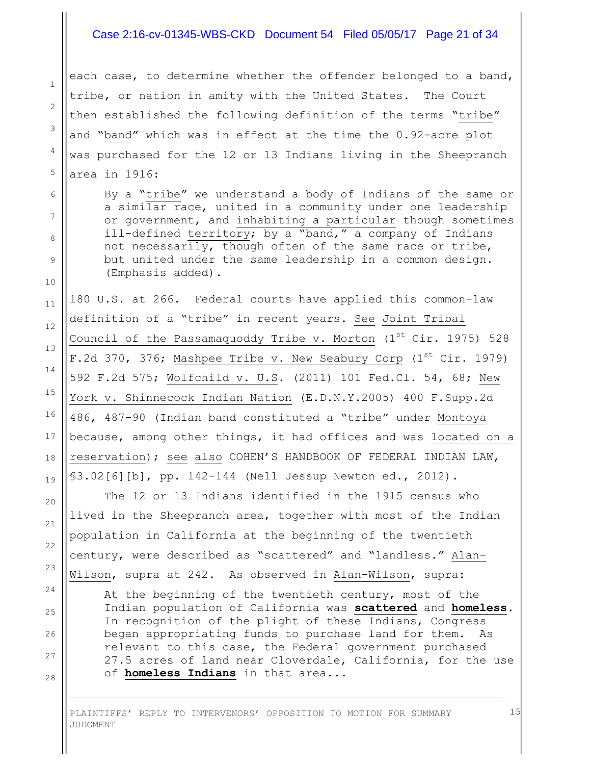each case, to determine whether the offender belonged to a band, tribe, or nation in amity with the United States. The Court then established the following definition of the terms "tribe" and "band" which was in effect at the time the 0.92-acre plot was purchased for the 12 or 13 Indians living in the Sheepranch area in 1916:

> By a "tribe" we understand a body of Indians of the same or a similar race, united in a community under one leadership or government, and inhabiting a particular though sometimes ill-defined territory; by a "band," a company of Indians not necessarily, though often of the same race or tribe, but united under the same leadership in a common design. (Emphasis added).

180 U.S. at 266. Federal courts have applied this common-law definition of a "tribe" in recent years. See Joint Tribal Council of the Passamaquoddy Tribe v. Morton (1st Cir. 1975) 528 F.2d 370, 376; Mashpee Tribe v. New Seabury Corp (1st Cir. 1979) 592 F.2d 575; Wolfchild v. U.S. (2011) 101 Fed.Cl. 54, 68; New York v. Shinnecock Indian Nation (E.D.N.Y.2005) 400 F.Supp.2d 486, 487-90 (Indian band constituted a "tribe" under Montoya because, among other things, it had offices and was located on a reservation); see also COHEN'S HANDBOOK OF FEDERAL INDIAN LAW, §3.02[6][b], pp. 142-144 (Nell Jessup Newton ed., 2012).

The 12 or 13 Indians identified in the 1915 census who lived in the Sheepranch area, together with most of the Indian population in California at the beginning of the twentieth century, were described as "scattered" and "landless." Alan-Wilson, supra at 242. As observed in Alan-Wilson, supra:

> At the beginning of the twentieth century, most of the Indian population of California was **scattered** and **homeless**. In recognition of the plight of these Indians, Congress began appropriating funds to purchase land for them. As relevant to this case, the Federal government purchased 27.5 acres of land near Cloverdale, California, for the use of **homeless Indians** in that area...

PLAINTIFFS' REPLY TO INTERVENORS' OPPOSITION TO MOTION FOR SUMMARY JUDGMENT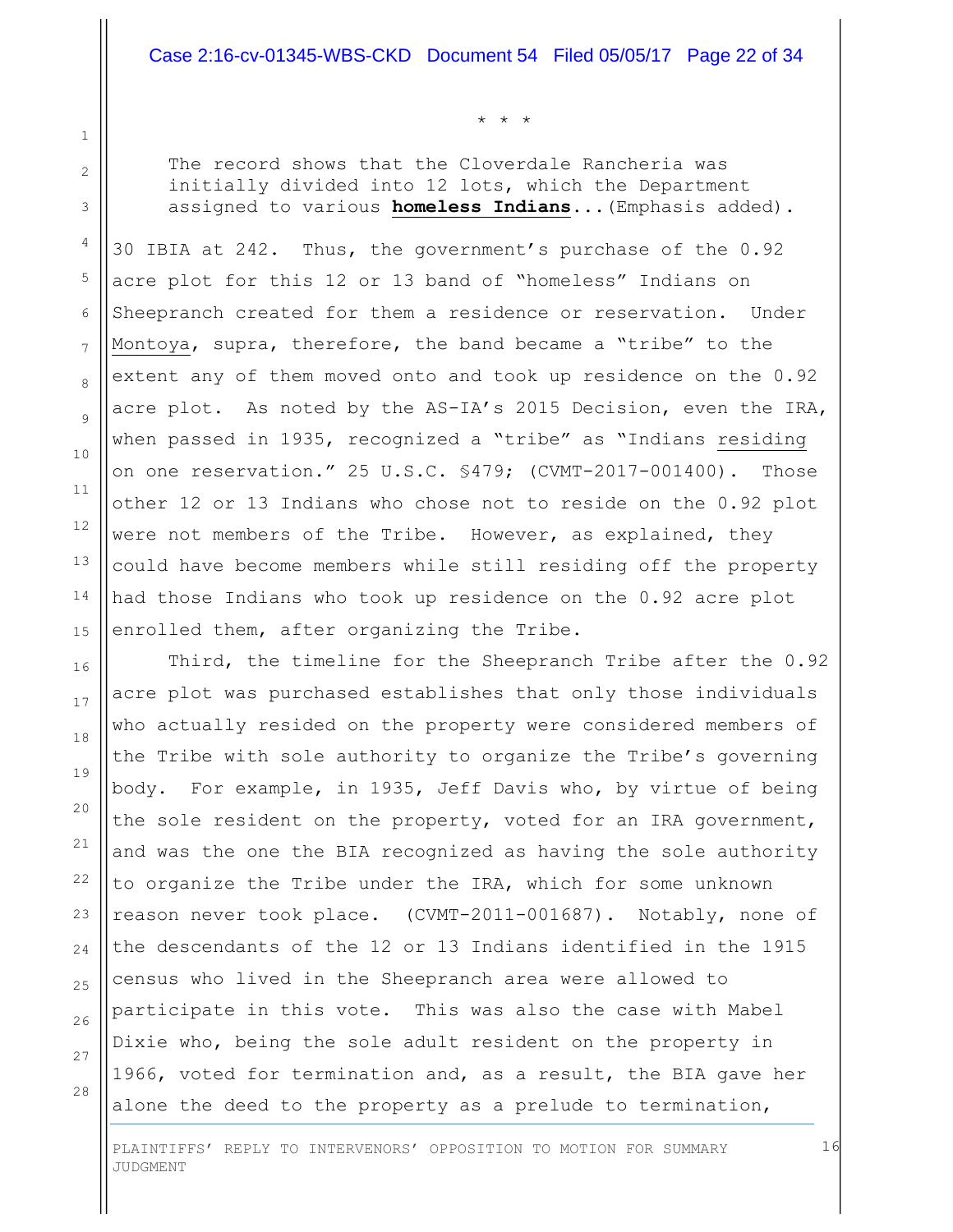\* \* \*

> The record shows that the Cloverdale Rancheria was initially divided into 12 lots, which the Department assigned to various **homeless Indians**...(Emphasis added).

30 IBIA at 242. Thus, the government's purchase of the 0.92 acre plot for this 12 or 13 band of "homeless" Indians on Sheepranch created for them a residence or reservation. Under Montoya, supra, therefore, the band became a "tribe" to the extent any of them moved onto and took up residence on the 0.92 acre plot. As noted by the AS-IA's 2015 Decision, even the IRA, when passed in 1935, recognized a "tribe" as "Indians residing on one reservation." 25 U.S.C. §479; (CVMT-2017-001400). Those other 12 or 13 Indians who chose not to reside on the 0.92 plot were not members of the Tribe. However, as explained, they could have become members while still residing off the property had those Indians who took up residence on the 0.92 acre plot enrolled them, after organizing the Tribe.

Third, the timeline for the Sheepranch Tribe after the 0.92 acre plot was purchased establishes that only those individuals who actually resided on the property were considered members of the Tribe with sole authority to organize the Tribe's governing body. For example, in 1935, Jeff Davis who, by virtue of being the sole resident on the property, voted for an IRA government, and was the one the BIA recognized as having the sole authority to organize the Tribe under the IRA, which for some unknown reason never took place. (CVMT-2011-001687). Notably, none of the descendants of the 12 or 13 Indians identified in the 1915 census who lived in the Sheepranch area were allowed to participate in this vote. This was also the case with Mabel Dixie who, being the sole adult resident on the property in 1966, voted for termination and, as a result, the BIA gave her alone the deed to the property as a prelude to termination,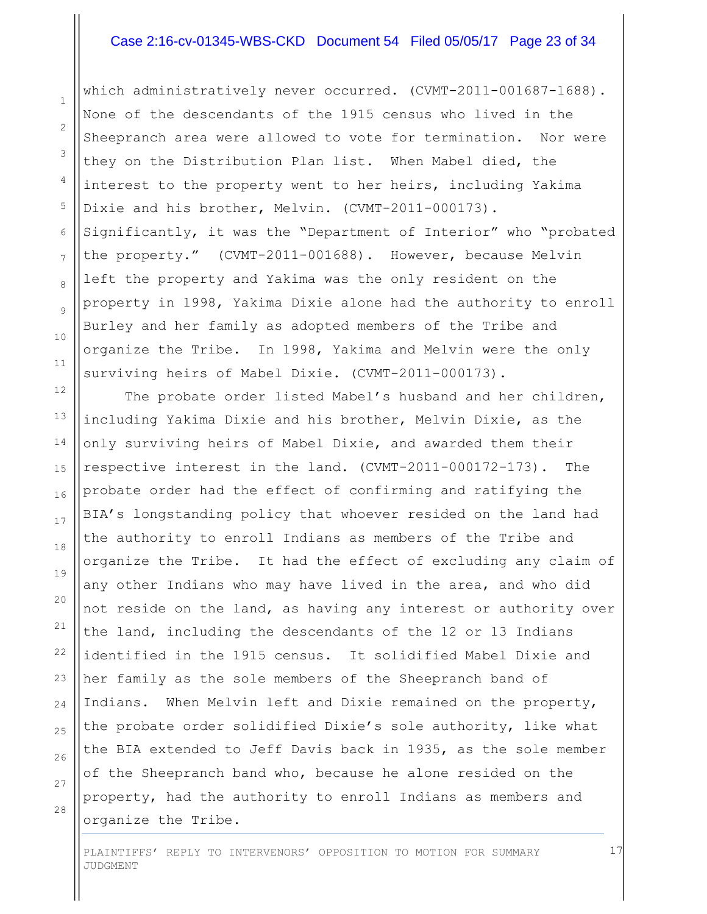which administratively never occurred. (CVMT-2011-001687-1688). None of the descendants of the 1915 census who lived in the Sheepranch area were allowed to vote for termination. Nor were they on the Distribution Plan list. When Mabel died, the interest to the property went to her heirs, including Yakima Dixie and his brother, Melvin. (CVMT-2011-000173). Significantly, it was the "Department of Interior" who "probated the property." (CVMT-2011-001688). However, because Melvin left the property and Yakima was the only resident on the property in 1998, Yakima Dixie alone had the authority to enroll Burley and her family as adopted members of the Tribe and organize the Tribe. In 1998, Yakima and Melvin were the only surviving heirs of Mabel Dixie. (CVMT-2011-000173).

The probate order listed Mabel's husband and her children, including Yakima Dixie and his brother, Melvin Dixie, as the only surviving heirs of Mabel Dixie, and awarded them their respective interest in the land. (CVMT-2011-000172-173). The probate order had the effect of confirming and ratifying the BIA's longstanding policy that whoever resided on the land had the authority to enroll Indians as members of the Tribe and organize the Tribe. It had the effect of excluding any claim of any other Indians who may have lived in the area, and who did not reside on the land, as having any interest or authority over the land, including the descendants of the 12 or 13 Indians identified in the 1915 census. It solidified Mabel Dixie and her family as the sole members of the Sheepranch band of Indians. When Melvin left and Dixie remained on the property, the probate order solidified Dixie's sole authority, like what the BIA extended to Jeff Davis back in 1935, as the sole member of the Sheepranch band who, because he alone resided on the property, had the authority to enroll Indians as members and organize the Tribe.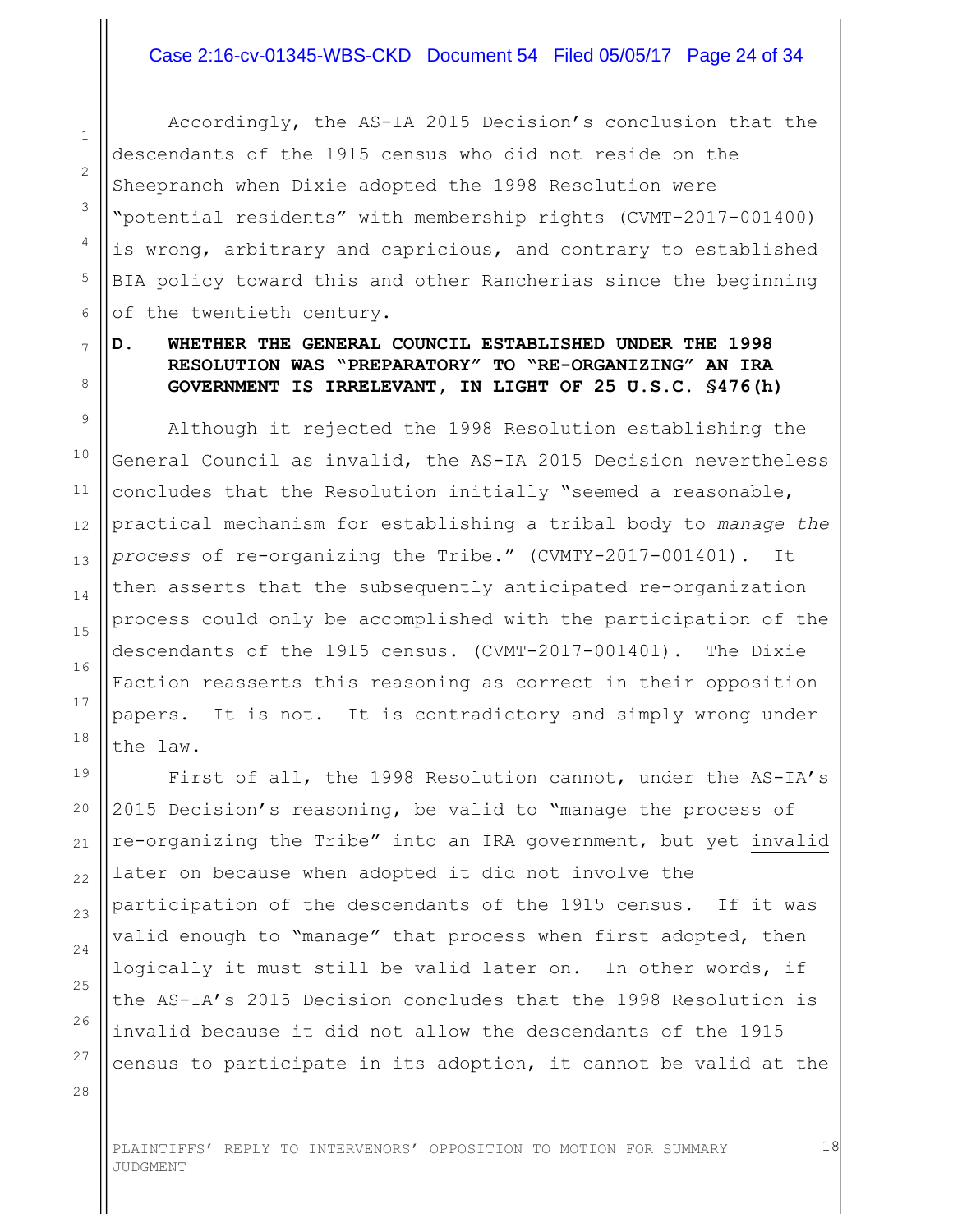Accordingly, the AS-IA 2015 Decision's conclusion that the descendants of the 1915 census who did not reside on the Sheepranch when Dixie adopted the 1998 Resolution were "potential residents" with membership rights (CVMT-2017-001400) is wrong, arbitrary and capricious, and contrary to established BIA policy toward this and other Rancherias since the beginning of the twentieth century.

### D. WHETHER THE GENERAL COUNCIL ESTABLISHED UNDER THE 1998 RESOLUTION WAS "PREPARATORY" TO "RE-ORGANIZING" AN IRA GOVERNMENT IS IRRELEVANT, IN LIGHT OF 25 U.S.C. §476(h)

Although it rejected the 1998 Resolution establishing the General Council as invalid, the AS-IA 2015 Decision nevertheless concludes that the Resolution initially "seemed a reasonable, practical mechanism for establishing a tribal body to *manage the process* of re-organizing the Tribe." (CVMTY-2017-001401). It then asserts that the subsequently anticipated re-organization process could only be accomplished with the participation of the descendants of the 1915 census. (CVMT-2017-001401). The Dixie Faction reasserts this reasoning as correct in their opposition papers. It is not. It is contradictory and simply wrong under the law.

First of all, the 1998 Resolution cannot, under the AS-IA's 2015 Decision's reasoning, be valid to "manage the process of re-organizing the Tribe" into an IRA government, but yet invalid later on because when adopted it did not involve the participation of the descendants of the 1915 census. If it was valid enough to "manage" that process when first adopted, then logically it must still be valid later on. In other words, if the AS-IA's 2015 Decision concludes that the 1998 Resolution is invalid because it did not allow the descendants of the 1915 census to participate in its adoption, it cannot be valid at the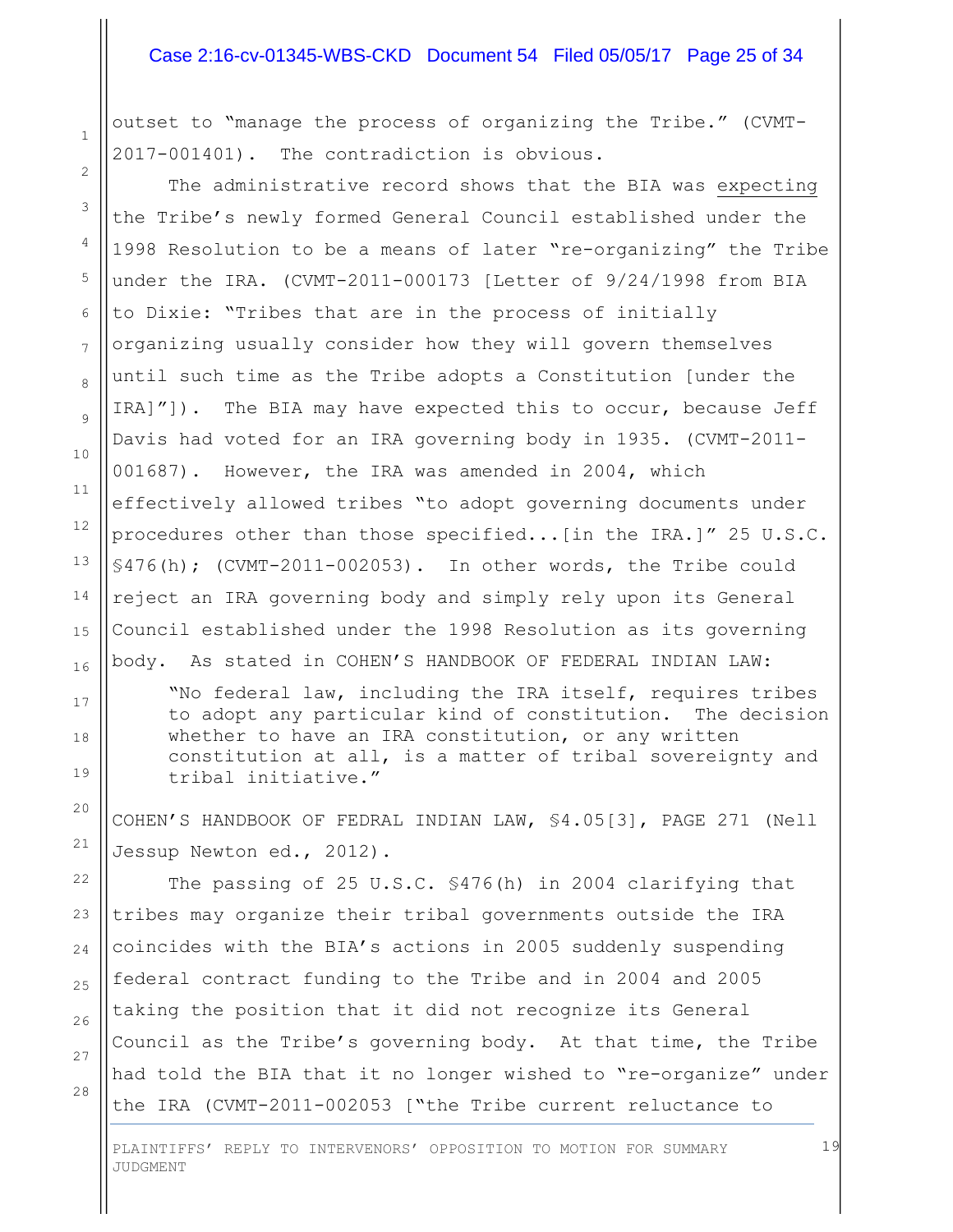outset to "manage the process of organizing the Tribe." (CVMT-2017-001401). The contradiction is obvious.

The administrative record shows that the BIA was expecting the Tribe's newly formed General Council established under the 1998 Resolution to be a means of later "re-organizing" the Tribe under the IRA. (CVMT-2011-000173 [Letter of 9/24/1998 from BIA to Dixie: "Tribes that are in the process of initially organizing usually consider how they will govern themselves until such time as the Tribe adopts a Constitution [under the IRA]"]). The BIA may have expected this to occur, because Jeff Davis had voted for an IRA governing body in 1935. (CVMT-2011-001687). However, the IRA was amended in 2004, which effectively allowed tribes "to adopt governing documents under procedures other than those specified...[in the IRA.]" 25 U.S.C. §476(h); (CVMT-2011-002053). In other words, the Tribe could reject an IRA governing body and simply rely upon its General Council established under the 1998 Resolution as its governing body. As stated in COHEN'S HANDBOOK OF FEDERAL INDIAN LAW:

> "No federal law, including the IRA itself, requires tribes to adopt any particular kind of constitution. The decision whether to have an IRA constitution, or any written constitution at all, is a matter of tribal sovereignty and tribal initiative."

COHEN'S HANDBOOK OF FEDRAL INDIAN LAW, §4.05[3], PAGE 271 (Nell Jessup Newton ed., 2012).

The passing of 25 U.S.C. §476(h) in 2004 clarifying that tribes may organize their tribal governments outside the IRA coincides with the BIA's actions in 2005 suddenly suspending federal contract funding to the Tribe and in 2004 and 2005 taking the position that it did not recognize its General Council as the Tribe's governing body. At that time, the Tribe had told the BIA that it no longer wished to "re-organize" under the IRA (CVMT-2011-002053 ["the Tribe current reluctance to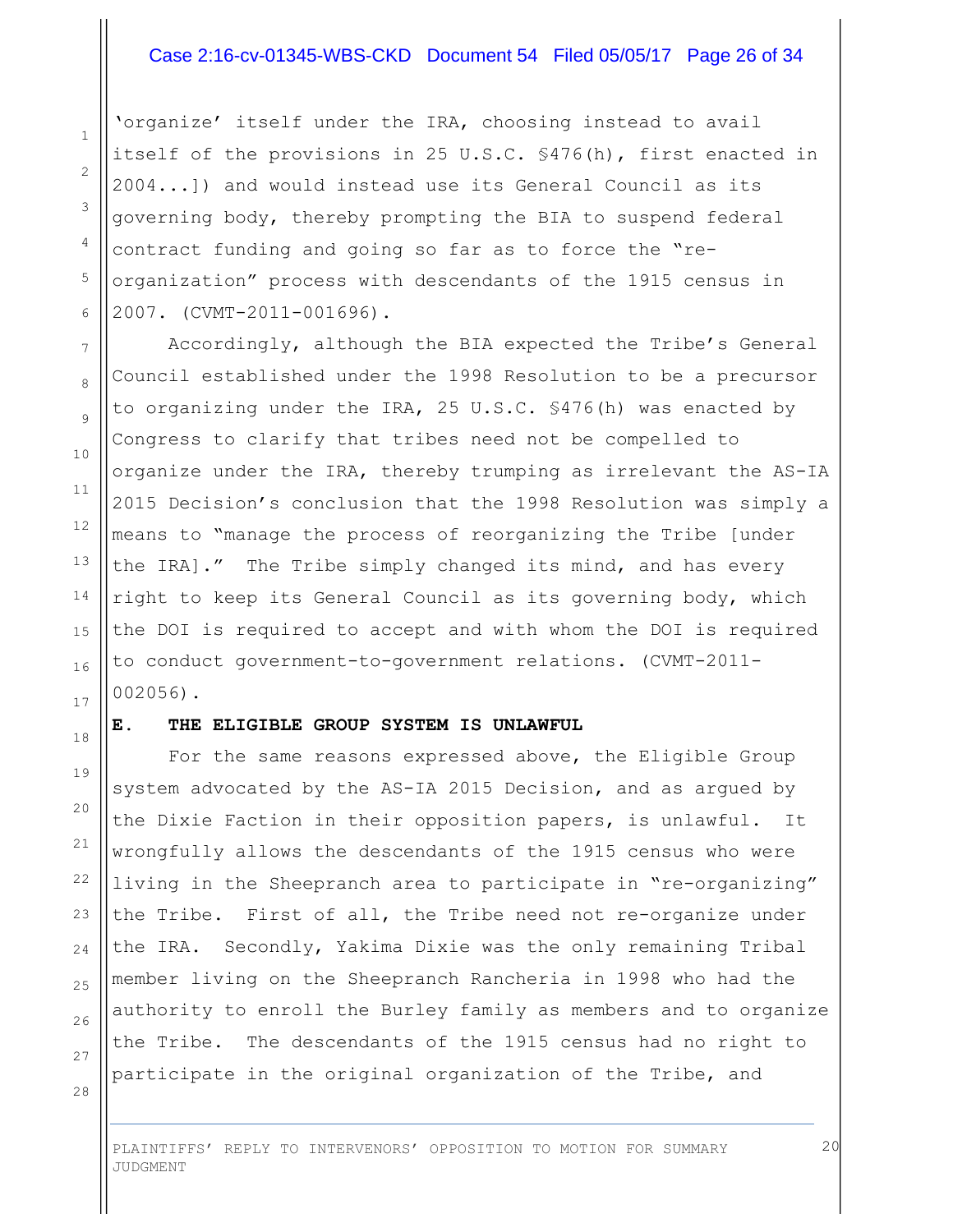'organize' itself under the IRA, choosing instead to avail itself of the provisions in 25 U.S.C. §476(h), first enacted in 2004...]) and would instead use its General Council as its governing body, thereby prompting the BIA to suspend federal contract funding and going so far as to force the "re-organization" process with descendants of the 1915 census in 2007. (CVMT-2011-001696).

Accordingly, although the BIA expected the Tribe's General Council established under the 1998 Resolution to be a precursor to organizing under the IRA, 25 U.S.C. §476(h) was enacted by Congress to clarify that tribes need not be compelled to organize under the IRA, thereby trumping as irrelevant the AS-IA 2015 Decision's conclusion that the 1998 Resolution was simply a means to "manage the process of reorganizing the Tribe [under the IRA]." The Tribe simply changed its mind, and has every right to keep its General Council as its governing body, which the DOI is required to accept and with whom the DOI is required to conduct government-to-government relations. (CVMT-2011-002056).

**E. THE ELIGIBLE GROUP SYSTEM IS UNLAWFUL**

For the same reasons expressed above, the Eligible Group system advocated by the AS-IA 2015 Decision, and as argued by the Dixie Faction in their opposition papers, is unlawful. It wrongfully allows the descendants of the 1915 census who were living in the Sheepranch area to participate in "re-organizing" the Tribe. First of all, the Tribe need not re-organize under the IRA. Secondly, Yakima Dixie was the only remaining Tribal member living on the Sheepranch Rancheria in 1998 who had the authority to enroll the Burley family as members and to organize the Tribe. The descendants of the 1915 census had no right to participate in the original organization of the Tribe, and

PLAINTIFFS' REPLY TO INTERVENORS' OPPOSITION TO MOTION FOR SUMMARY JUDGMENT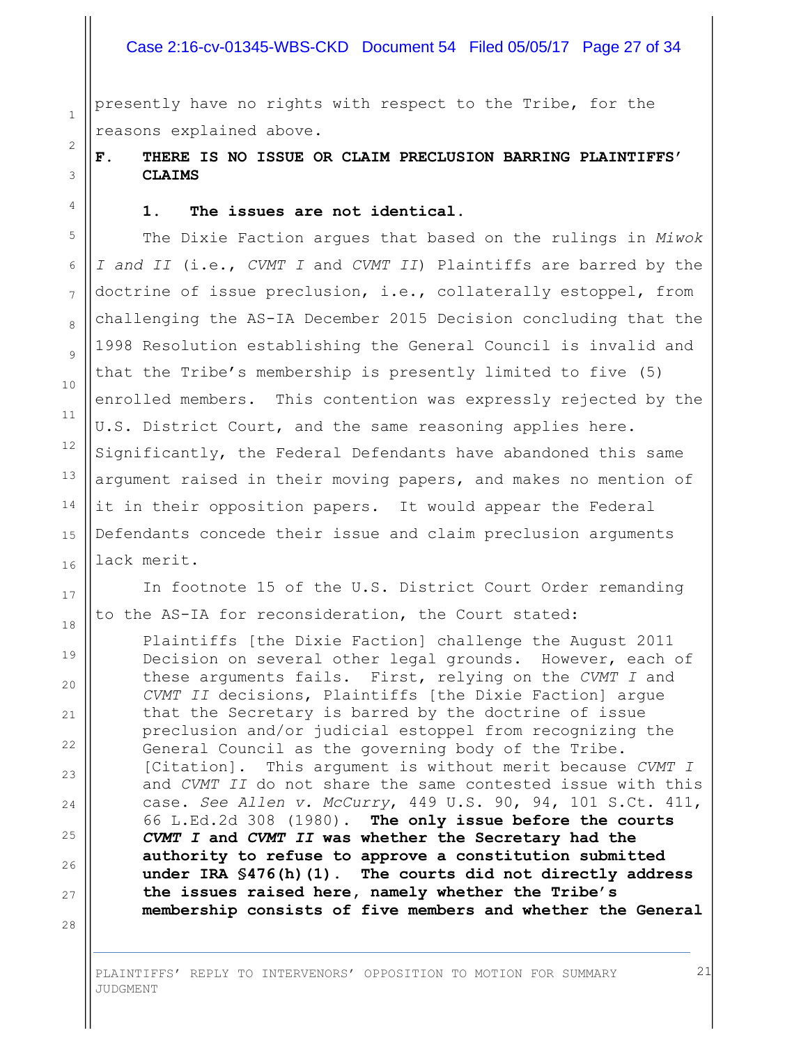presently have no rights with respect to the Tribe, for the reasons explained above.

**F. THERE IS NO ISSUE OR CLAIM PRECLUSION BARRING PLAINTIFFS' CLAIMS**

**1. The issues are not identical.**

The Dixie Faction argues that based on the rulings in *Miwok I and II* (i.e., *CVMT I* and *CVMT II*) Plaintiffs are barred by the doctrine of issue preclusion, i.e., collaterally estoppel, from challenging the AS-IA December 2015 Decision concluding that the 1998 Resolution establishing the General Council is invalid and that the Tribe's membership is presently limited to five (5) enrolled members. This contention was expressly rejected by the U.S. District Court, and the same reasoning applies here. Significantly, the Federal Defendants have abandoned this same argument raised in their moving papers, and makes no mention of it in their opposition papers. It would appear the Federal Defendants concede their issue and claim preclusion arguments lack merit.

In footnote 15 of the U.S. District Court Order remanding to the AS-IA for reconsideration, the Court stated:

> Plaintiffs [the Dixie Faction] challenge the August 2011 Decision on several other legal grounds. However, each of these arguments fails. First, relying on the *CVMT I* and *CVMT II* decisions, Plaintiffs [the Dixie Faction] argue that the Secretary is barred by the doctrine of issue preclusion and/or judicial estoppel from recognizing the General Council as the governing body of the Tribe. [Citation]. This argument is without merit because *CVMT I* and *CVMT II* do not share the same contested issue with this case. *See Allen v. McCurry*, 449 U.S. 90, 94, 101 S.Ct. 411, 66 L.Ed.2d 308 (1980). **The only issue before the courts *CVMT I* and *CVMT II* was whether the Secretary had the authority to refuse to approve a constitution submitted under IRA §476(h)(1). The courts did not directly address the issues raised here, namely whether the Tribe's membership consists of five members and whether the General**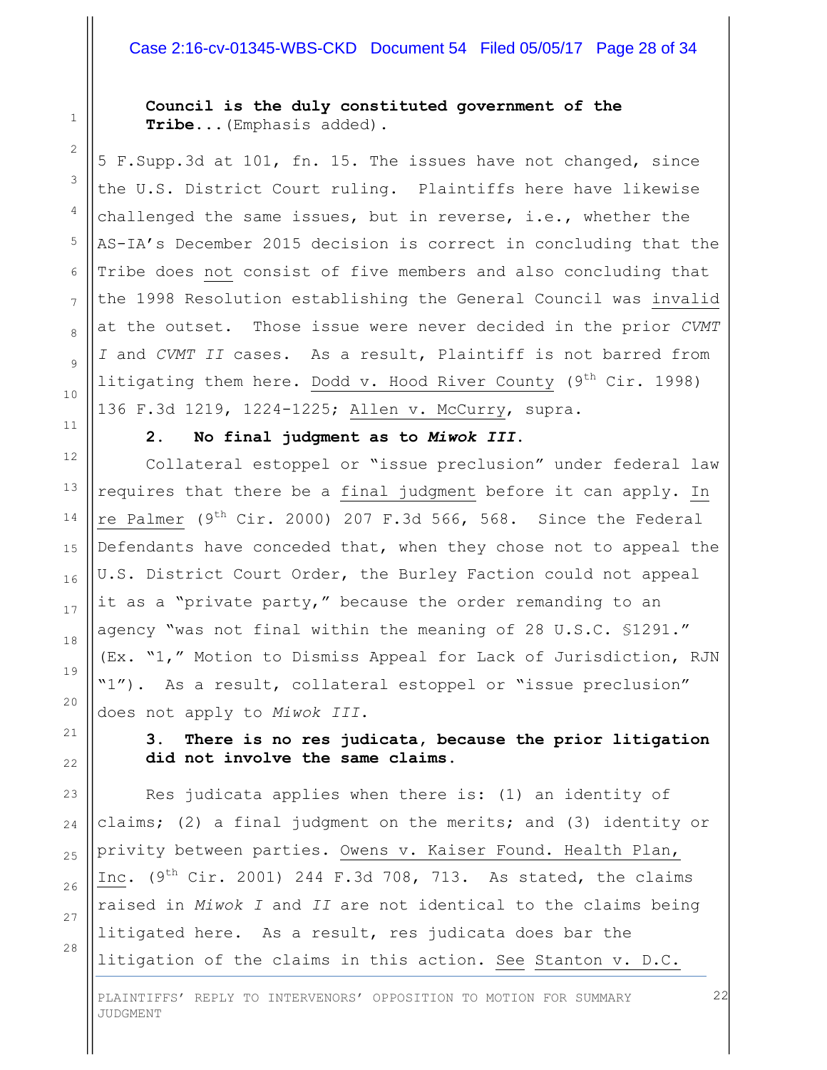**Council is the duly constituted government of the Tribe**...(Emphasis added).

5 F.Supp.3d at 101, fn. 15. The issues have not changed, since the U.S. District Court ruling. Plaintiffs here have likewise challenged the same issues, but in reverse, i.e., whether the AS-IA's December 2015 decision is correct in concluding that the Tribe does not consist of five members and also concluding that the 1998 Resolution establishing the General Council was invalid at the outset. Those issue were never decided in the prior *CVMT I* and *CVMT II* cases. As a result, Plaintiff is not barred from litigating them here. Dodd v. Hood River County (9th Cir. 1998) 136 F.3d 1219, 1224-1225; Allen v. McCurry, supra.

**2. No final judgment as to *Miwok III*.**

Collateral estoppel or "issue preclusion" under federal law requires that there be a final judgment before it can apply. In re Palmer (9th Cir. 2000) 207 F.3d 566, 568. Since the Federal Defendants have conceded that, when they chose not to appeal the U.S. District Court Order, the Burley Faction could not appeal it as a "private party," because the order remanding to an agency "was not final within the meaning of 28 U.S.C. §1291." (Ex. "1," Motion to Dismiss Appeal for Lack of Jurisdiction, RJN "1"). As a result, collateral estoppel or "issue preclusion" does not apply to *Miwok III*.

**3. There is no res judicata, because the prior litigation did not involve the same claims.**

Res judicata applies when there is: (1) an identity of claims; (2) a final judgment on the merits; and (3) identity or privity between parties. Owens v. Kaiser Found. Health Plan, Inc. (9th Cir. 2001) 244 F.3d 708, 713. As stated, the claims raised in *Miwok I* and *II* are not identical to the claims being litigated here. As a result, res judicata does bar the litigation of the claims in this action. See Stanton v. D.C.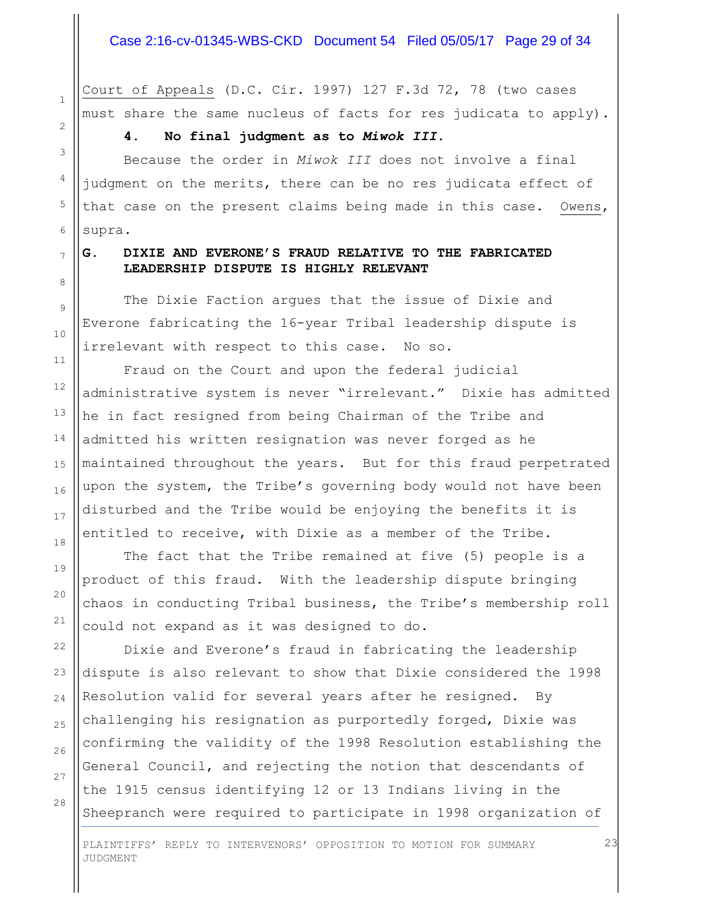Court of Appeals (D.C. Cir. 1997) 127 F.3d 72, 78 (two cases must share the same nucleus of facts for res judicata to apply).

**4. No final judgment as to *Miwok III*.**

Because the order in *Miwok III* does not involve a final judgment on the merits, there can be no res judicata effect of that case on the present claims being made in this case. Owens, supra.

### G. DIXIE AND EVERONE'S FRAUD RELATIVE TO THE FABRICATED LEADERSHIP DISPUTE IS HIGHLY RELEVANT

The Dixie Faction argues that the issue of Dixie and Everone fabricating the 16-year Tribal leadership dispute is irrelevant with respect to this case. No so.

Fraud on the Court and upon the federal judicial administrative system is never "irrelevant." Dixie has admitted he in fact resigned from being Chairman of the Tribe and admitted his written resignation was never forged as he maintained throughout the years. But for this fraud perpetrated upon the system, the Tribe's governing body would not have been disturbed and the Tribe would be enjoying the benefits it is entitled to receive, with Dixie as a member of the Tribe.

The fact that the Tribe remained at five (5) people is a product of this fraud. With the leadership dispute bringing chaos in conducting Tribal business, the Tribe's membership roll could not expand as it was designed to do.

Dixie and Everone's fraud in fabricating the leadership dispute is also relevant to show that Dixie considered the 1998 Resolution valid for several years after he resigned. By challenging his resignation as purportedly forged, Dixie was confirming the validity of the 1998 Resolution establishing the General Council, and rejecting the notion that descendants of the 1915 census identifying 12 or 13 Indians living in the Sheepranch were required to participate in 1998 organization of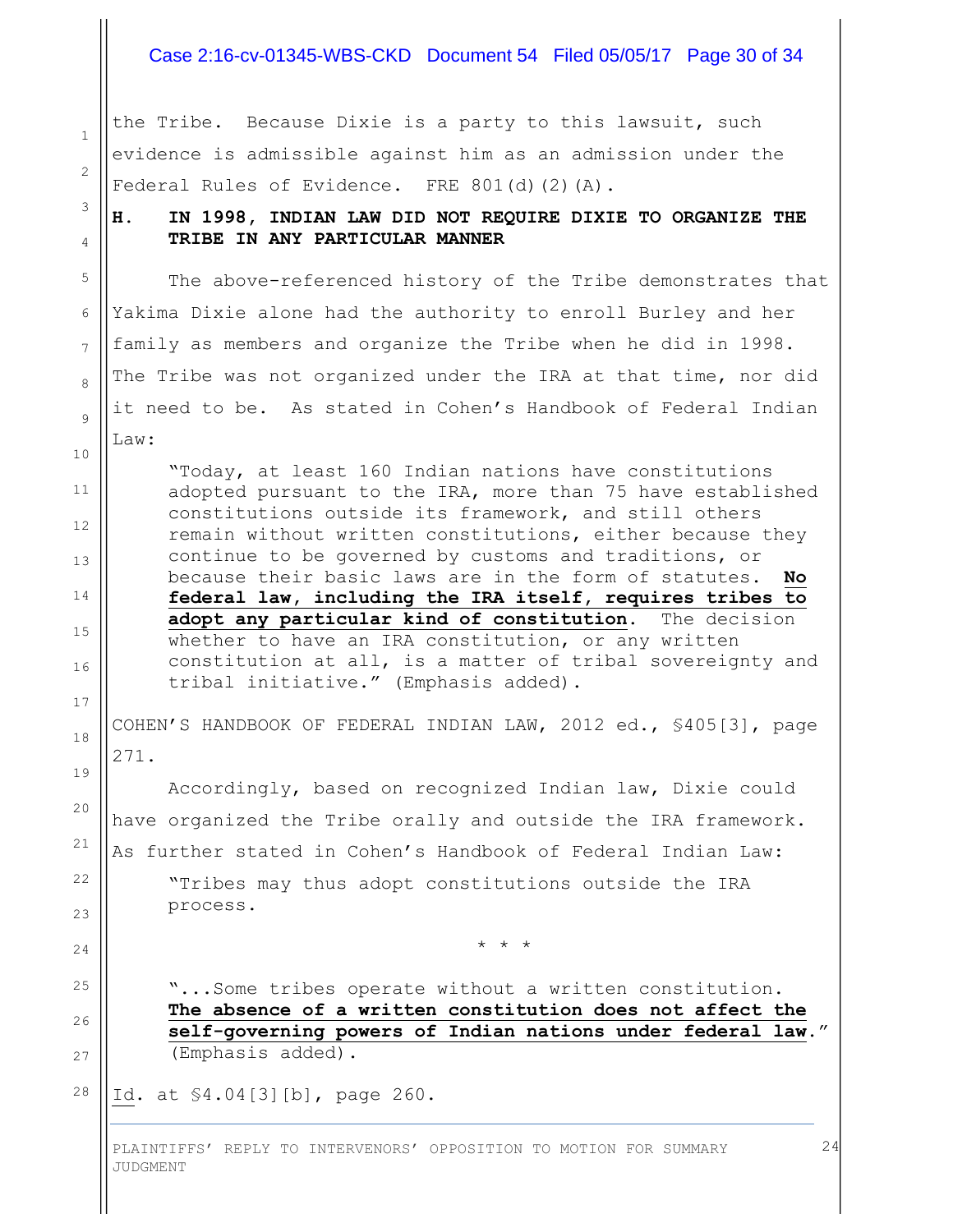the Tribe. Because Dixie is a party to this lawsuit, such evidence is admissible against him as an admission under the Federal Rules of Evidence. FRE 801(d)(2)(A).

## H. IN 1998, INDIAN LAW DID NOT REQUIRE DIXIE TO ORGANIZE THE TRIBE IN ANY PARTICULAR MANNER

The above-referenced history of the Tribe demonstrates that Yakima Dixie alone had the authority to enroll Burley and her family as members and organize the Tribe when he did in 1998. The Tribe was not organized under the IRA at that time, nor did it need to be. As stated in Cohen's Handbook of Federal Indian Law:

> "Today, at least 160 Indian nations have constitutions adopted pursuant to the IRA, more than 75 have established constitutions outside its framework, and still others remain without written constitutions, either because they continue to be governed by customs and traditions, or because their basic laws are in the form of statutes. **No federal law, including the IRA itself, requires tribes to adopt any particular kind of constitution**. The decision whether to have an IRA constitution, or any written constitution at all, is a matter of tribal sovereignty and tribal initiative." (Emphasis added).

COHEN'S HANDBOOK OF FEDERAL INDIAN LAW, 2012 ed., §405[3], page 271.

Accordingly, based on recognized Indian law, Dixie could have organized the Tribe orally and outside the IRA framework. As further stated in Cohen's Handbook of Federal Indian Law:

> "Tribes may thus adopt constitutions outside the IRA process.
>
> \* \* \*
>
> "...Some tribes operate without a written constitution. **The absence of a written constitution does not affect the self-governing powers of Indian nations under federal law**." (Emphasis added).

*Id.* at §4.04[3][b], page 260.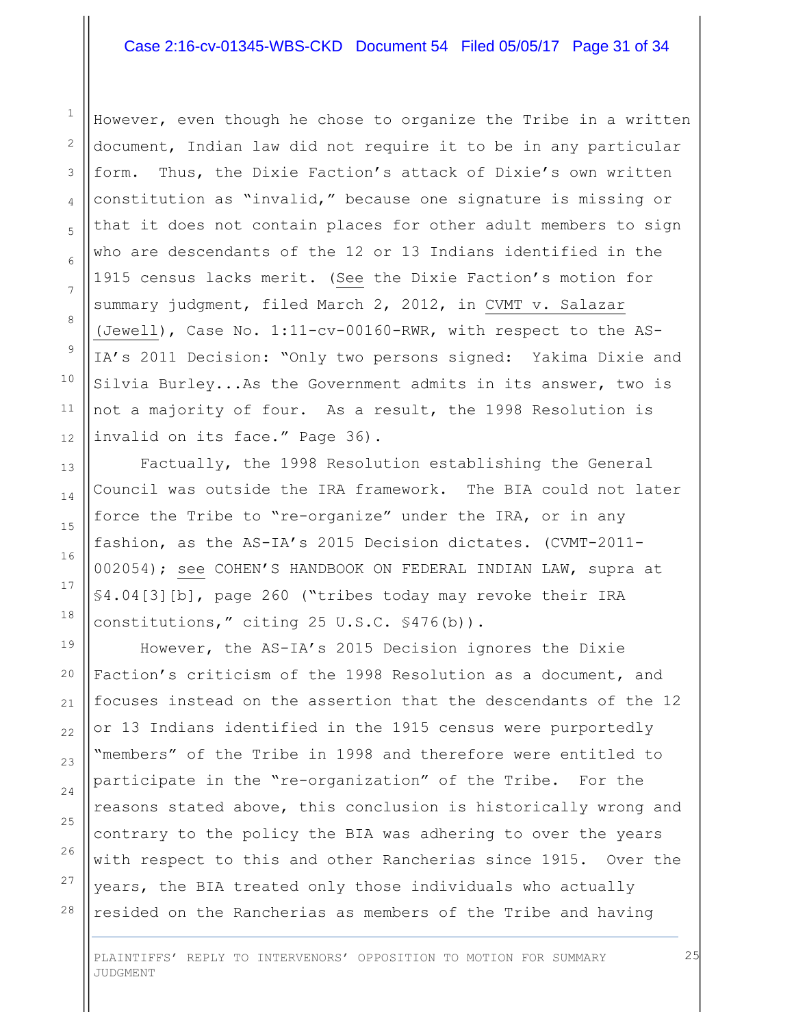However, even though he chose to organize the Tribe in a written document, Indian law did not require it to be in any particular form. Thus, the Dixie Faction's attack of Dixie's own written constitution as "invalid," because one signature is missing or that it does not contain places for other adult members to sign who are descendants of the 12 or 13 Indians identified in the 1915 census lacks merit. (See the Dixie Faction's motion for summary judgment, filed March 2, 2012, in CVMT v. Salazar (Jewell), Case No. 1:11-cv-00160-RWR, with respect to the AS-IA's 2011 Decision: "Only two persons signed: Yakima Dixie and Silvia Burley...As the Government admits in its answer, two is not a majority of four. As a result, the 1998 Resolution is invalid on its face." Page 36).

Factually, the 1998 Resolution establishing the General Council was outside the IRA framework. The BIA could not later force the Tribe to "re-organize" under the IRA, or in any fashion, as the AS-IA's 2015 Decision dictates. (CVMT-2011-002054); see COHEN'S HANDBOOK ON FEDERAL INDIAN LAW, supra at §4.04[3][b], page 260 ("tribes today may revoke their IRA constitutions," citing 25 U.S.C. §476(b)).

However, the AS-IA's 2015 Decision ignores the Dixie Faction's criticism of the 1998 Resolution as a document, and focuses instead on the assertion that the descendants of the 12 or 13 Indians identified in the 1915 census were purportedly "members" of the Tribe in 1998 and therefore were entitled to participate in the "re-organization" of the Tribe. For the reasons stated above, this conclusion is historically wrong and contrary to the policy the BIA was adhering to over the years with respect to this and other Rancherias since 1915. Over the years, the BIA treated only those individuals who actually resided on the Rancherias as members of the Tribe and having

PLAINTIFFS' REPLY TO INTERVENORS' OPPOSITION TO MOTION FOR SUMMARY JUDGMENT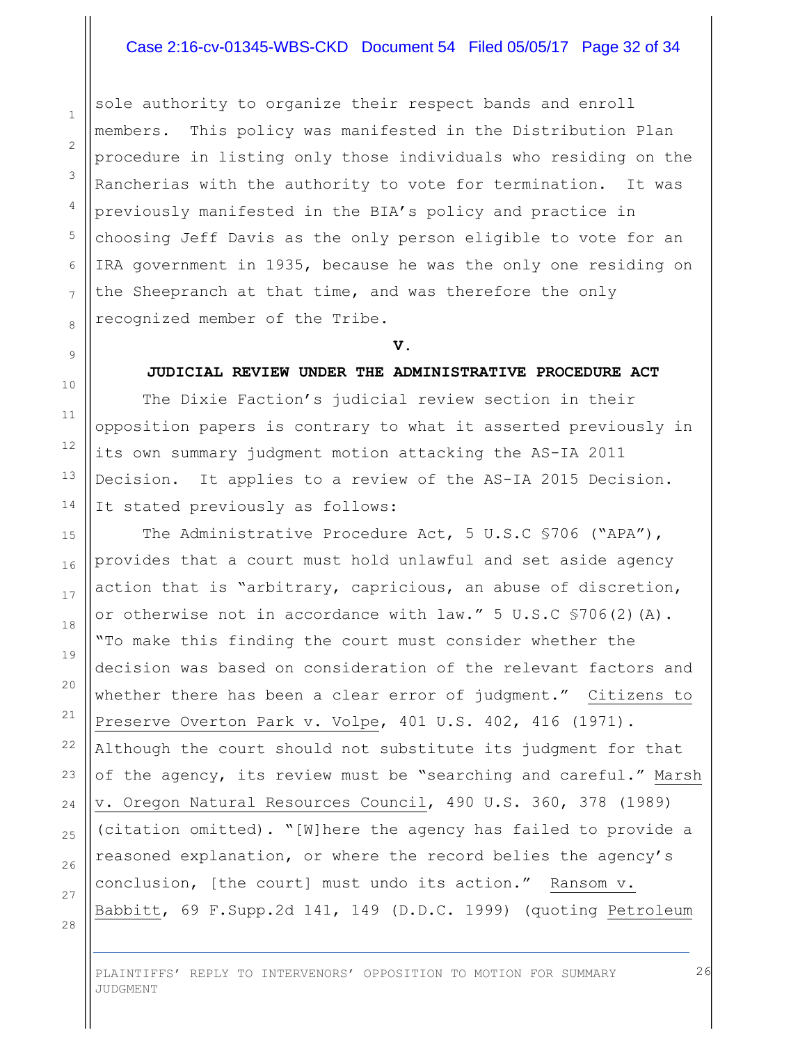sole authority to organize their respect bands and enroll members. This policy was manifested in the Distribution Plan procedure in listing only those individuals who residing on the Rancherias with the authority to vote for termination. It was previously manifested in the BIA's policy and practice in choosing Jeff Davis as the only person eligible to vote for an IRA government in 1935, because he was the only one residing on the Sheepranch at that time, and was therefore the only recognized member of the Tribe.

## V.

## JUDICIAL REVIEW UNDER THE ADMINISTRATIVE PROCEDURE ACT

The Dixie Faction's judicial review section in their opposition papers is contrary to what it asserted previously in its own summary judgment motion attacking the AS-IA 2011 Decision. It applies to a review of the AS-IA 2015 Decision. It stated previously as follows:

The Administrative Procedure Act, 5 U.S.C §706 ("APA"), provides that a court must hold unlawful and set aside agency action that is "arbitrary, capricious, an abuse of discretion, or otherwise not in accordance with law." 5 U.S.C §706(2)(A). "To make this finding the court must consider whether the decision was based on consideration of the relevant factors and whether there has been a clear error of judgment." Citizens to Preserve Overton Park v. Volpe, 401 U.S. 402, 416 (1971). Although the court should not substitute its judgment for that of the agency, its review must be "searching and careful." Marsh v. Oregon Natural Resources Council, 490 U.S. 360, 378 (1989) (citation omitted). "[W]here the agency has failed to provide a reasoned explanation, or where the record belies the agency's conclusion, [the court] must undo its action." Ransom v. Babbitt, 69 F.Supp.2d 141, 149 (D.D.C. 1999) (quoting Petroleum

PLAINTIFFS' REPLY TO INTERVENORS' OPPOSITION TO MOTION FOR SUMMARY JUDGMENT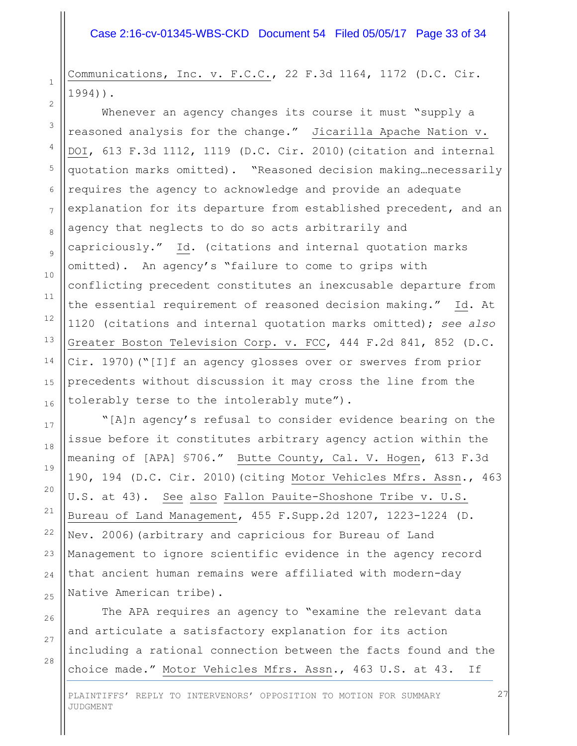Communications, Inc. v. F.C.C., 22 F.3d 1164, 1172 (D.C. Cir. 1994)).

Whenever an agency changes its course it must "supply a reasoned analysis for the change." Jicarilla Apache Nation v. DOI, 613 F.3d 1112, 1119 (D.C. Cir. 2010)(citation and internal quotation marks omitted). "Reasoned decision making…necessarily requires the agency to acknowledge and provide an adequate explanation for its departure from established precedent, and an agency that neglects to do so acts arbitrarily and capriciously." Id. (citations and internal quotation marks omitted). An agency's "failure to come to grips with conflicting precedent constitutes an inexcusable departure from the essential requirement of reasoned decision making." Id. At 1120 (citations and internal quotation marks omitted); *see also* Greater Boston Television Corp. v. FCC, 444 F.2d 841, 852 (D.C. Cir. 1970)("[I]f an agency glosses over or swerves from prior precedents without discussion it may cross the line from the tolerably terse to the intolerably mute").

"[A]n agency's refusal to consider evidence bearing on the issue before it constitutes arbitrary agency action within the meaning of [APA] §706." Butte County, Cal. V. Hogen, 613 F.3d 190, 194 (D.C. Cir. 2010)(citing Motor Vehicles Mfrs. Assn., 463 U.S. at 43). See also Fallon Pauite-Shoshone Tribe v. U.S. Bureau of Land Management, 455 F.Supp.2d 1207, 1223-1224 (D. Nev. 2006)(arbitrary and capricious for Bureau of Land Management to ignore scientific evidence in the agency record that ancient human remains were affiliated with modern-day Native American tribe).

The APA requires an agency to "examine the relevant data and articulate a satisfactory explanation for its action including a rational connection between the facts found and the choice made." Motor Vehicles Mfrs. Assn., 463 U.S. at 43. If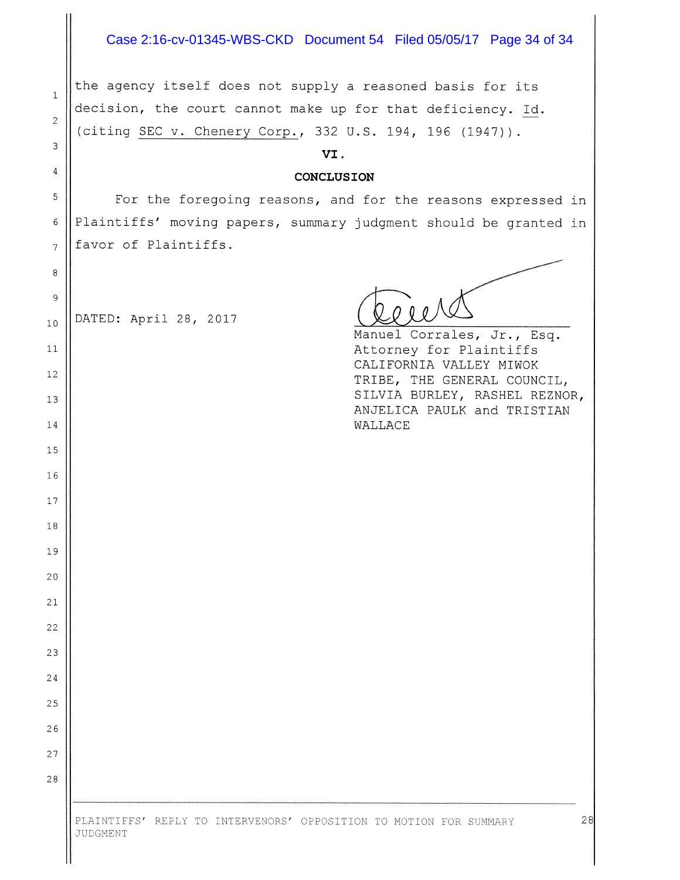the agency itself does not supply a reasoned basis for its decision, the court cannot make up for that deficiency. Id. (citing SEC v. Chenery Corp., 332 U.S. 194, 196 (1947)).

## VI.

## CONCLUSION

For the foregoing reasons, and for the reasons expressed in Plaintiffs' moving papers, summary judgment should be granted in favor of Plaintiffs.

DATED: April 28, 2017

Manuel Corrales, Jr., Esq.
Attorney for Plaintiffs
CALIFORNIA VALLEY MIWOK TRIBE, THE GENERAL COUNCIL, SILVIA BURLEY, RASHEL REZNOR, ANJELICA PAULK and TRISTIAN WALLACE

PLAINTIFFS' REPLY TO INTERVENORS' OPPOSITION TO MOTION FOR SUMMARY JUDGMENT